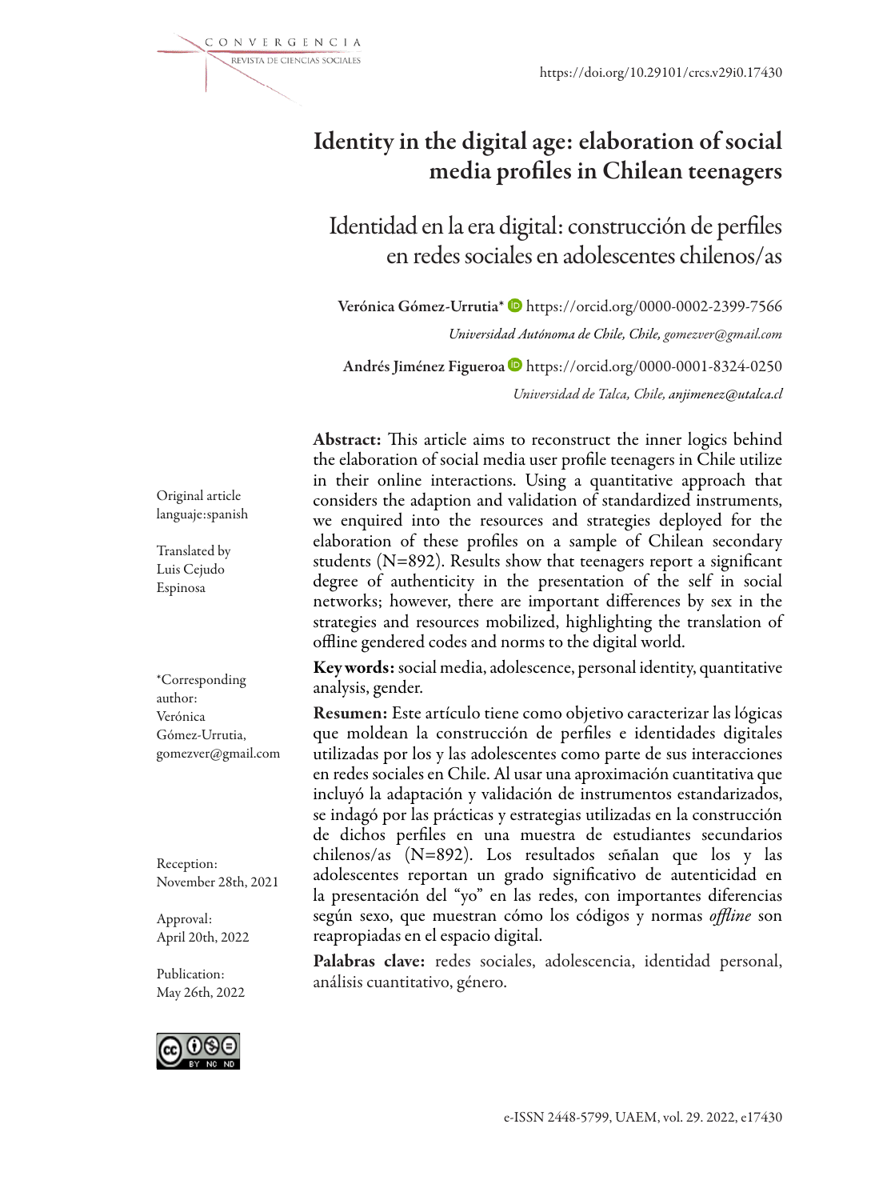https://doi.org/10.29101/crcs.v29i0.17430

# Identity in the digital age: elaboration of social media profiles in Chilean teenagers

## Identidad en la era digital: construcción de perfiles en redes sociales en adolescentes chilenos/as

**Verónica Gómez-Urrutia*** https://orcid.org/0000-0002-2399-7566

*Universidad Autónoma de Chile, Chile, gomezver@gmail.com*

**Andrés Jiménez Figueroa** https://orcid.org/0000-0001-8324-0250

*Universidad de Talca, Chile, anjimenez@utalca.cl*

Original article
languaje:spanish

Translated by
Luis Cejudo
Espinosa

*Corresponding author: Verónica Gómez-Urrutia, gomezver@gmail.com

Reception: November 28th, 2021

Approval: April 20th, 2022

Publication: May 26th, 2022

**Abstract:** This article aims to reconstruct the inner logics behind the elaboration of social media user profile teenagers in Chile utilize in their online interactions. Using a quantitative approach that considers the adaption and validation of standardized instruments, we enquired into the resources and strategies deployed for the elaboration of these profiles on a sample of Chilean secondary students (N=892). Results show that teenagers report a significant degree of authenticity in the presentation of the self in social networks; however, there are important differences by sex in the strategies and resources mobilized, highlighting the translation of offline gendered codes and norms to the digital world.

**Key words:** social media, adolescence, personal identity, quantitative analysis, gender.

**Resumen:** Este artículo tiene como objetivo caracterizar las lógicas que moldean la construcción de perfiles e identidades digitales utilizadas por los y las adolescentes como parte de sus interacciones en redes sociales en Chile. Al usar una aproximación cuantitativa que incluyó la adaptación y validación de instrumentos estandarizados, se indagó por las prácticas y estrategias utilizadas en la construcción de dichos perfiles en una muestra de estudiantes secundarios chilenos/as (N=892). Los resultados señalan que los y las adolescentes reportan un grado significativo de autenticidad en la presentación del "yo" en las redes, con importantes diferencias según sexo, que muestran cómo los códigos y normas *offline* son reapropiadas en el espacio digital.

**Palabras clave:** redes sociales, adolescencia, identidad personal, análisis cuantitativo, género.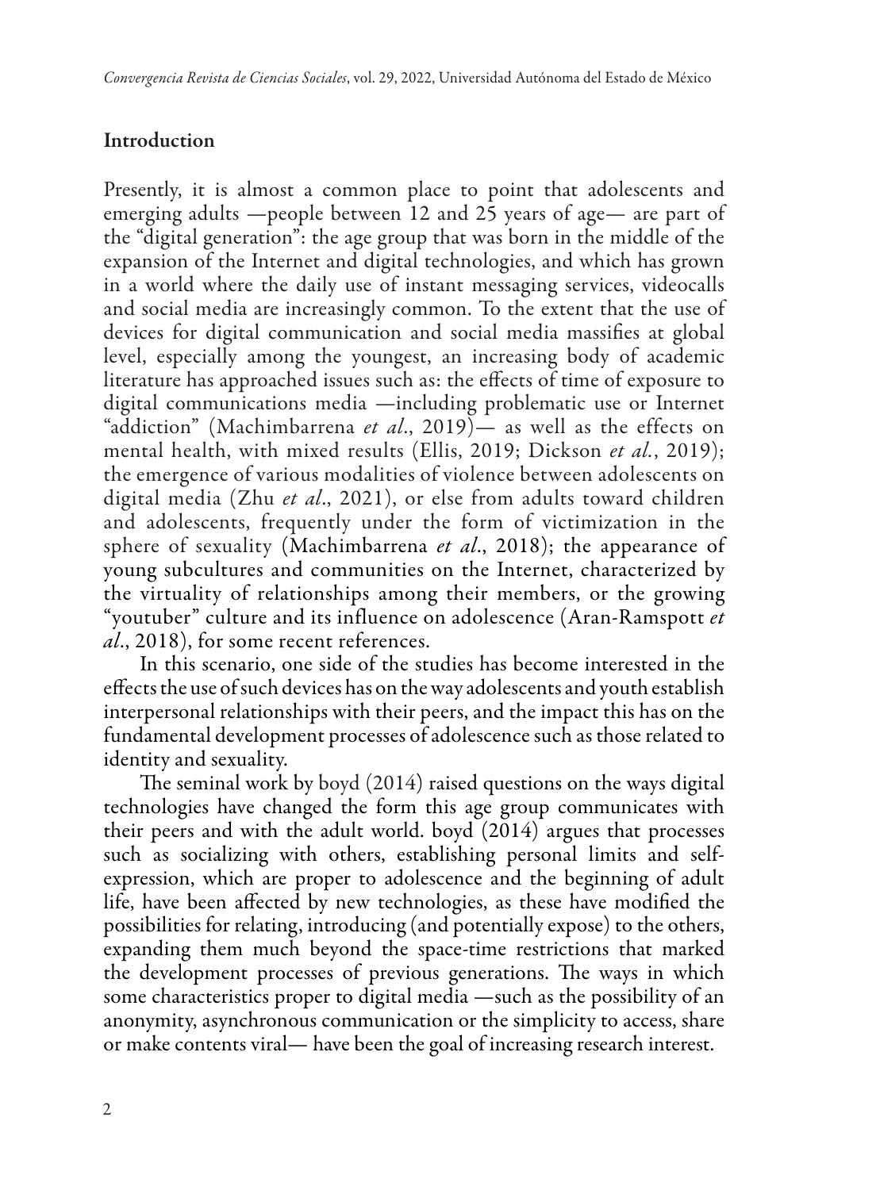## Introduction

Presently, it is almost a common place to point that adolescents and emerging adults —people between 12 and 25 years of age— are part of the "digital generation": the age group that was born in the middle of the expansion of the Internet and digital technologies, and which has grown in a world where the daily use of instant messaging services, videocalls and social media are increasingly common. To the extent that the use of devices for digital communication and social media massifies at global level, especially among the youngest, an increasing body of academic literature has approached issues such as: the effects of time of exposure to digital communications media —including problematic use or Internet "addiction" (Machimbarrena *et al*., 2019)— as well as the effects on mental health, with mixed results (Ellis, 2019; Dickson *et al.*, 2019); the emergence of various modalities of violence between adolescents on digital media (Zhu *et al*., 2021), or else from adults toward children and adolescents, frequently under the form of victimization in the sphere of sexuality (Machimbarrena *et al*., 2018); the appearance of young subcultures and communities on the Internet, characterized by the virtuality of relationships among their members, or the growing "youtuber" culture and its influence on adolescence (Aran-Ramspott *et al*., 2018), for some recent references.

In this scenario, one side of the studies has become interested in the effects the use of such devices has on the way adolescents and youth establish interpersonal relationships with their peers, and the impact this has on the fundamental development processes of adolescence such as those related to identity and sexuality.

The seminal work by boyd (2014) raised questions on the ways digital technologies have changed the form this age group communicates with their peers and with the adult world. boyd (2014) argues that processes such as socializing with others, establishing personal limits and self-expression, which are proper to adolescence and the beginning of adult life, have been affected by new technologies, as these have modified the possibilities for relating, introducing (and potentially expose) to the others, expanding them much beyond the space-time restrictions that marked the development processes of previous generations. The ways in which some characteristics proper to digital media —such as the possibility of an anonymity, asynchronous communication or the simplicity to access, share or make contents viral— have been the goal of increasing research interest.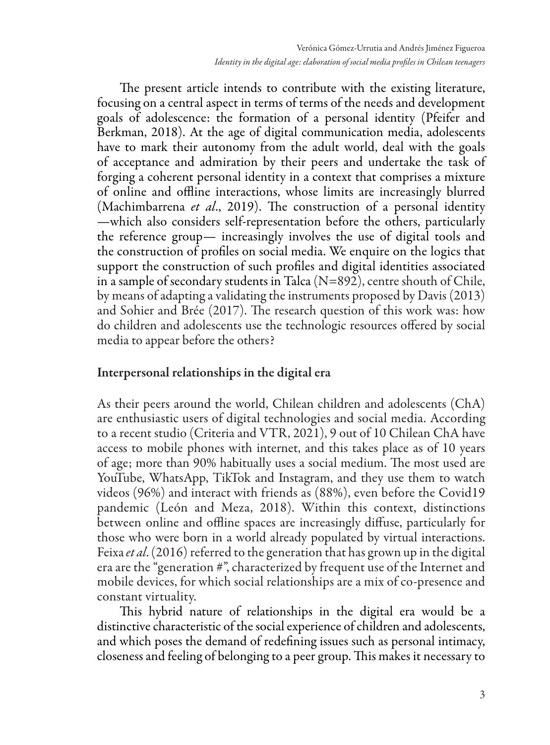The present article intends to contribute with the existing literature, focusing on a central aspect in terms of terms of the needs and development goals of adolescence: the formation of a personal identity (Pfeifer and Berkman, 2018). At the age of digital communication media, adolescents have to mark their autonomy from the adult world, deal with the goals of acceptance and admiration by their peers and undertake the task of forging a coherent personal identity in a context that comprises a mixture of online and offline interactions, whose limits are increasingly blurred (Machimbarrena *et al*., 2019). The construction of a personal identity —which also considers self-representation before the others, particularly the reference group— increasingly involves the use of digital tools and the construction of profiles on social media. We enquire on the logics that support the construction of such profiles and digital identities associated in a sample of secondary students in Talca (N=892), centre shouth of Chile, by means of adapting a validating the instruments proposed by Davis (2013) and Sohier and Brée (2017). The research question of this work was: how do children and adolescents use the technologic resources offered by social media to appear before the others?

## Interpersonal relationships in the digital era

As their peers around the world, Chilean children and adolescents (ChA) are enthusiastic users of digital technologies and social media. According to a recent studio (Criteria and VTR, 2021), 9 out of 10 Chilean ChA have access to mobile phones with internet, and this takes place as of 10 years of age; more than 90% habitually uses a social medium. The most used are YouTube, WhatsApp, TikTok and Instagram, and they use them to watch videos (96%) and interact with friends as (88%), even before the Covid19 pandemic (León and Meza, 2018). Within this context, distinctions between online and offline spaces are increasingly diffuse, particularly for those who were born in a world already populated by virtual interactions. Feixa *et al*. (2016) referred to the generation that has grown up in the digital era are the "generation #", characterized by frequent use of the Internet and mobile devices, for which social relationships are a mix of co-presence and constant virtuality.

This hybrid nature of relationships in the digital era would be a distinctive characteristic of the social experience of children and adolescents, and which poses the demand of redefining issues such as personal intimacy, closeness and feeling of belonging to a peer group. This makes it necessary to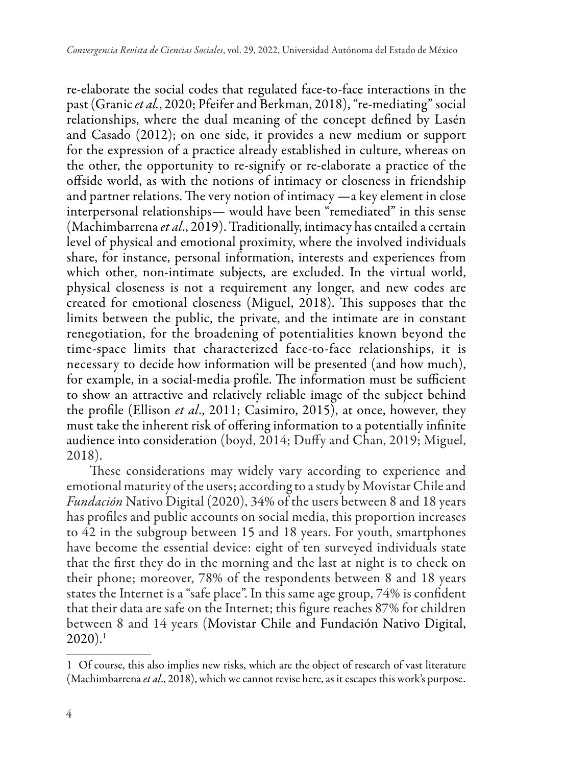re-elaborate the social codes that regulated face-to-face interactions in the past (Granic *et al.*, 2020; Pfeifer and Berkman, 2018), "re-mediating" social relationships, where the dual meaning of the concept defined by Lasén and Casado (2012); on one side, it provides a new medium or support for the expression of a practice already established in culture, whereas on the other, the opportunity to re-signify or re-elaborate a practice of the offside world, as with the notions of intimacy or closeness in friendship and partner relations. The very notion of intimacy —a key element in close interpersonal relationships— would have been "remediated" in this sense (Machimbarrena *et al*., 2019). Traditionally, intimacy has entailed a certain level of physical and emotional proximity, where the involved individuals share, for instance, personal information, interests and experiences from which other, non-intimate subjects, are excluded. In the virtual world, physical closeness is not a requirement any longer, and new codes are created for emotional closeness (Miguel, 2018). This supposes that the limits between the public, the private, and the intimate are in constant renegotiation, for the broadening of potentialities known beyond the time-space limits that characterized face-to-face relationships, it is necessary to decide how information will be presented (and how much), for example, in a social-media profile. The information must be sufficient to show an attractive and relatively reliable image of the subject behind the profile (Ellison *et al*., 2011; Casimiro, 2015), at once, however, they must take the inherent risk of offering information to a potentially infinite audience into consideration (boyd, 2014; Duffy and Chan, 2019; Miguel, 2018).

These considerations may widely vary according to experience and emotional maturity of the users; according to a study by Movistar Chile and *Fundación* Nativo Digital (2020), 34% of the users between 8 and 18 years has profiles and public accounts on social media, this proportion increases to 42 in the subgroup between 15 and 18 years. For youth, smartphones have become the essential device: eight of ten surveyed individuals state that the first they do in the morning and the last at night is to check on their phone; moreover, 78% of the respondents between 8 and 18 years states the Internet is a "safe place". In this same age group, 74% is confident that their data are safe on the Internet; this figure reaches 87% for children between 8 and 14 years (Movistar Chile and Fundación Nativo Digital, 2020).[1]

---

1 Of course, this also implies new risks, which are the object of research of vast literature (Machimbarrena *et al*., 2018), which we cannot revise here, as it escapes this work's purpose.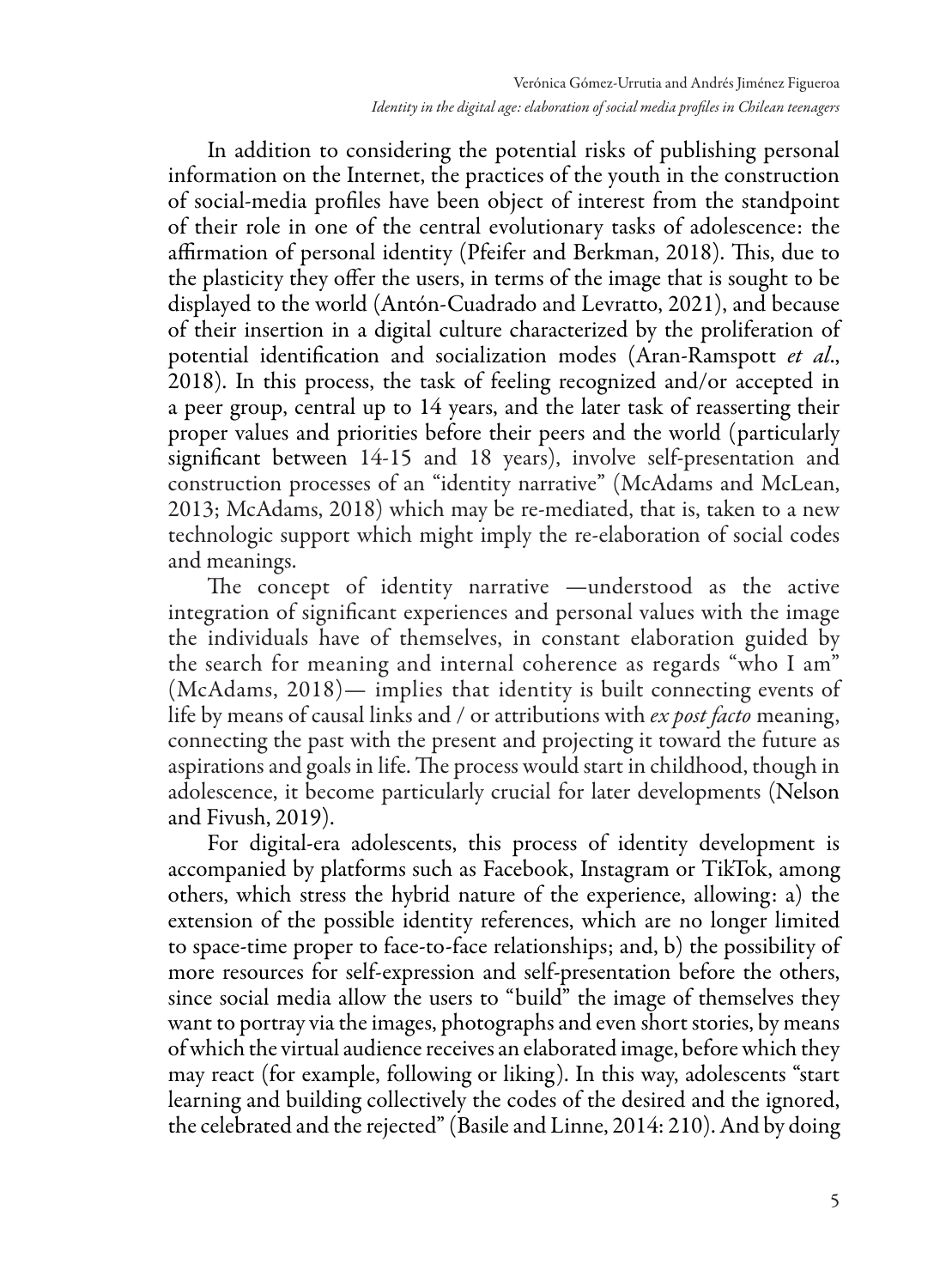In addition to considering the potential risks of publishing personal information on the Internet, the practices of the youth in the construction of social-media profiles have been object of interest from the standpoint of their role in one of the central evolutionary tasks of adolescence: the affirmation of personal identity (Pfeifer and Berkman, 2018). This, due to the plasticity they offer the users, in terms of the image that is sought to be displayed to the world (Antón-Cuadrado and Levratto, 2021), and because of their insertion in a digital culture characterized by the proliferation of potential identification and socialization modes (Aran-Ramspott *et al*., 2018). In this process, the task of feeling recognized and/or accepted in a peer group, central up to 14 years, and the later task of reasserting their proper values and priorities before their peers and the world (particularly significant between 14-15 and 18 years), involve self-presentation and construction processes of an "identity narrative" (McAdams and McLean, 2013; McAdams, 2018) which may be re-mediated, that is, taken to a new technologic support which might imply the re-elaboration of social codes and meanings.

The concept of identity narrative —understood as the active integration of significant experiences and personal values with the image the individuals have of themselves, in constant elaboration guided by the search for meaning and internal coherence as regards "who I am" (McAdams, 2018)— implies that identity is built connecting events of life by means of causal links and / or attributions with *ex post facto* meaning, connecting the past with the present and projecting it toward the future as aspirations and goals in life. The process would start in childhood, though in adolescence, it become particularly crucial for later developments (Nelson and Fivush, 2019).

For digital-era adolescents, this process of identity development is accompanied by platforms such as Facebook, Instagram or TikTok, among others, which stress the hybrid nature of the experience, allowing: a) the extension of the possible identity references, which are no longer limited to space-time proper to face-to-face relationships; and, b) the possibility of more resources for self-expression and self-presentation before the others, since social media allow the users to "build" the image of themselves they want to portray via the images, photographs and even short stories, by means of which the virtual audience receives an elaborated image, before which they may react (for example, following or liking). In this way, adolescents "start learning and building collectively the codes of the desired and the ignored, the celebrated and the rejected" (Basile and Linne, 2014: 210). And by doing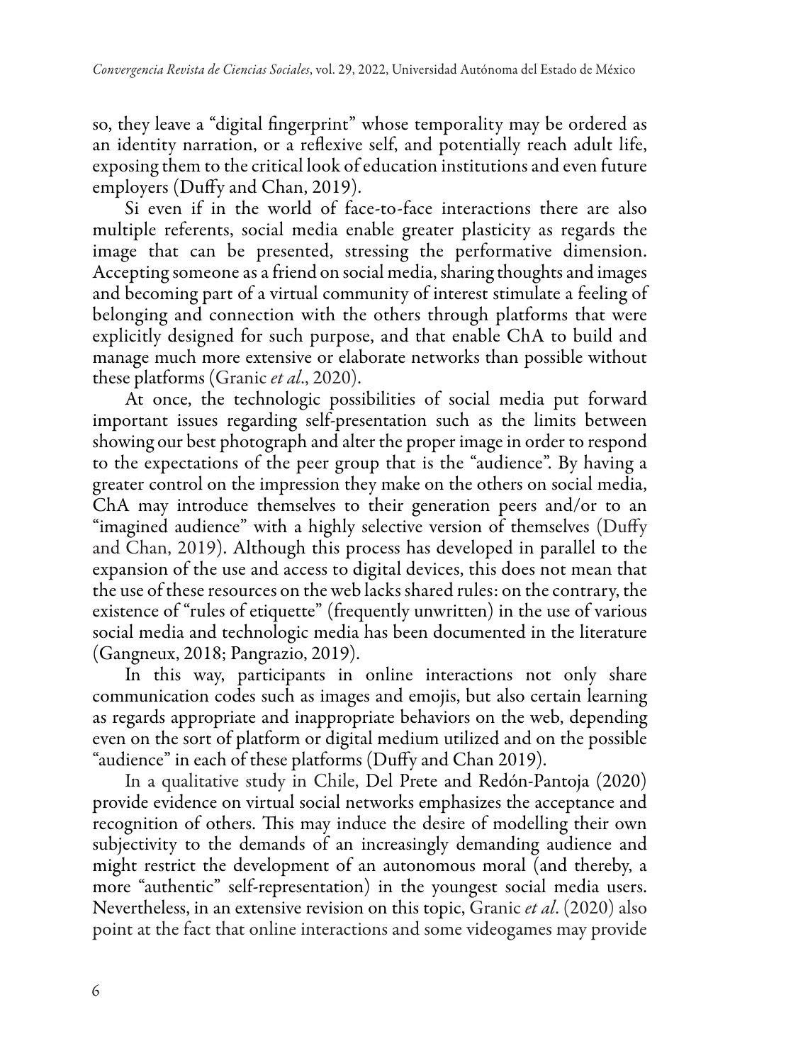so, they leave a "digital fingerprint" whose temporality may be ordered as an identity narration, or a reflexive self, and potentially reach adult life, exposing them to the critical look of education institutions and even future employers (Duffy and Chan, 2019).

Si even if in the world of face-to-face interactions there are also multiple referents, social media enable greater plasticity as regards the image that can be presented, stressing the performative dimension. Accepting someone as a friend on social media, sharing thoughts and images and becoming part of a virtual community of interest stimulate a feeling of belonging and connection with the others through platforms that were explicitly designed for such purpose, and that enable ChA to build and manage much more extensive or elaborate networks than possible without these platforms (Granic *et al*., 2020).

At once, the technologic possibilities of social media put forward important issues regarding self-presentation such as the limits between showing our best photograph and alter the proper image in order to respond to the expectations of the peer group that is the "audience". By having a greater control on the impression they make on the others on social media, ChA may introduce themselves to their generation peers and/or to an "imagined audience" with a highly selective version of themselves (Duffy and Chan, 2019). Although this process has developed in parallel to the expansion of the use and access to digital devices, this does not mean that the use of these resources on the web lacks shared rules: on the contrary, the existence of "rules of etiquette" (frequently unwritten) in the use of various social media and technologic media has been documented in the literature (Gangneux, 2018; Pangrazio, 2019).

In this way, participants in online interactions not only share communication codes such as images and emojis, but also certain learning as regards appropriate and inappropriate behaviors on the web, depending even on the sort of platform or digital medium utilized and on the possible "audience" in each of these platforms (Duffy and Chan 2019).

In a qualitative study in Chile, Del Prete and Redón-Pantoja (2020) provide evidence on virtual social networks emphasizes the acceptance and recognition of others. This may induce the desire of modelling their own subjectivity to the demands of an increasingly demanding audience and might restrict the development of an autonomous moral (and thereby, a more "authentic" self-representation) in the youngest social media users. Nevertheless, in an extensive revision on this topic, Granic *et al*. (2020) also point at the fact that online interactions and some videogames may provide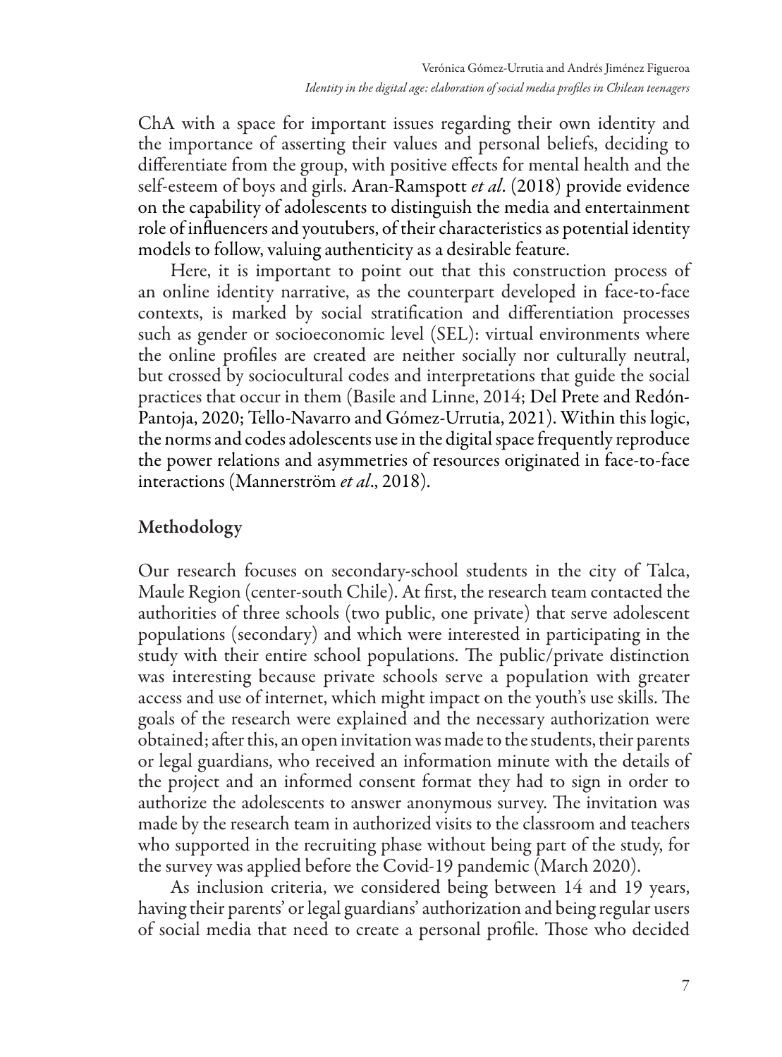ChA with a space for important issues regarding their own identity and the importance of asserting their values and personal beliefs, deciding to differentiate from the group, with positive effects for mental health and the self-esteem of boys and girls. Aran-Ramspott *et al*. (2018) provide evidence on the capability of adolescents to distinguish the media and entertainment role of influencers and youtubers, of their characteristics as potential identity models to follow, valuing authenticity as a desirable feature.

Here, it is important to point out that this construction process of an online identity narrative, as the counterpart developed in face-to-face contexts, is marked by social stratification and differentiation processes such as gender or socioeconomic level (SEL): virtual environments where the online profiles are created are neither socially nor culturally neutral, but crossed by sociocultural codes and interpretations that guide the social practices that occur in them (Basile and Linne, 2014; Del Prete and Redón-Pantoja, 2020; Tello-Navarro and Gómez-Urrutia, 2021). Within this logic, the norms and codes adolescents use in the digital space frequently reproduce the power relations and asymmetries of resources originated in face-to-face interactions (Mannerström *et al*., 2018).

## Methodology

Our research focuses on secondary-school students in the city of Talca, Maule Region (center-south Chile). At first, the research team contacted the authorities of three schools (two public, one private) that serve adolescent populations (secondary) and which were interested in participating in the study with their entire school populations. The public/private distinction was interesting because private schools serve a population with greater access and use of internet, which might impact on the youth's use skills. The goals of the research were explained and the necessary authorization were obtained; after this, an open invitation was made to the students, their parents or legal guardians, who received an information minute with the details of the project and an informed consent format they had to sign in order to authorize the adolescents to answer anonymous survey. The invitation was made by the research team in authorized visits to the classroom and teachers who supported in the recruiting phase without being part of the study, for the survey was applied before the Covid-19 pandemic (March 2020).

As inclusion criteria, we considered being between 14 and 19 years, having their parents' or legal guardians' authorization and being regular users of social media that need to create a personal profile. Those who decided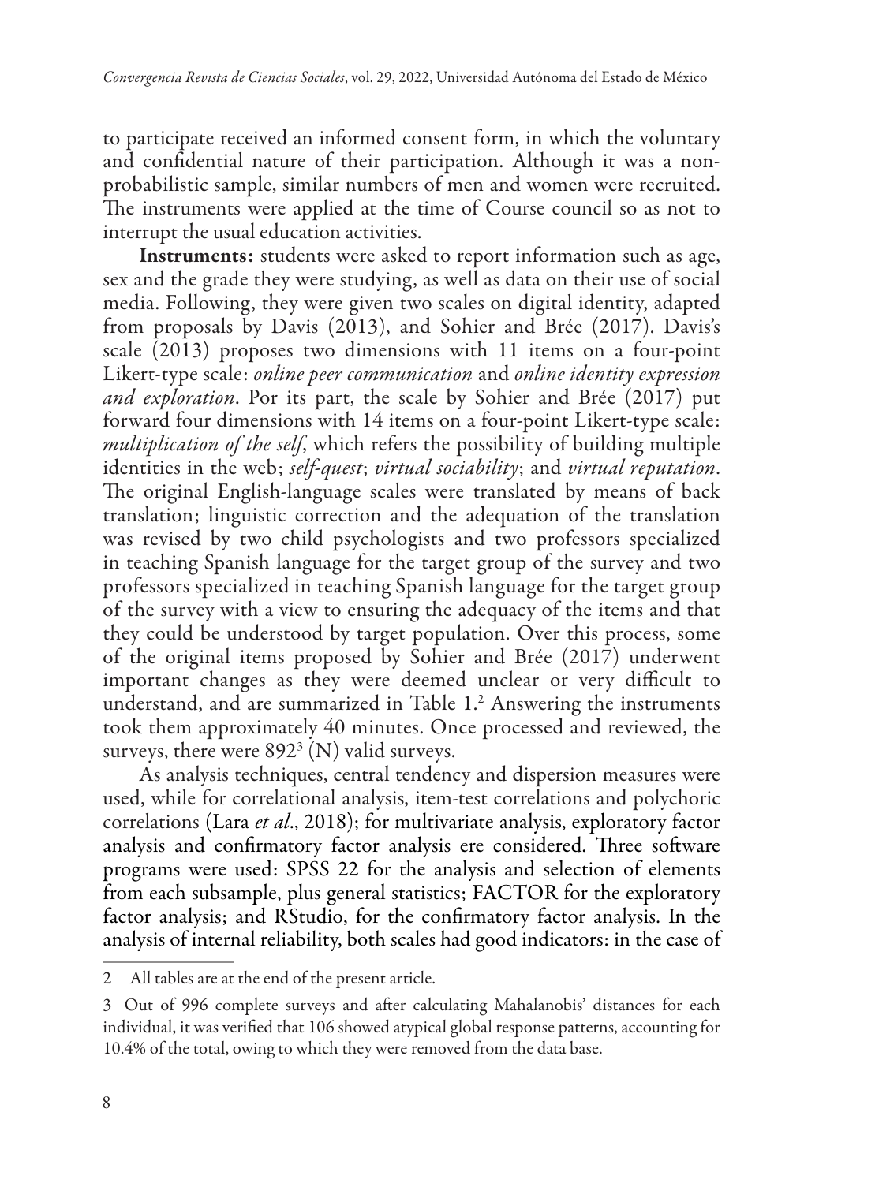to participate received an informed consent form, in which the voluntary and confidential nature of their participation. Although it was a non-probabilistic sample, similar numbers of men and women were recruited. The instruments were applied at the time of Course council so as not to interrupt the usual education activities.

**Instruments:** students were asked to report information such as age, sex and the grade they were studying, as well as data on their use of social media. Following, they were given two scales on digital identity, adapted from proposals by Davis (2013), and Sohier and Brée (2017). Davis's scale (2013) proposes two dimensions with 11 items on a four-point Likert-type scale: *online peer communication* and *online identity expression and exploration*. For its part, the scale by Sohier and Brée (2017) put forward four dimensions with 14 items on a four-point Likert-type scale: *multiplication of the self*, which refers the possibility of building multiple identities in the web; *self-quest*; *virtual sociability*; and *virtual reputation*. The original English-language scales were translated by means of back translation; linguistic correction and the adequation of the translation was revised by two child psychologists and two professors specialized in teaching Spanish language for the target group of the survey and two professors specialized in teaching Spanish language for the target group of the survey with a view to ensuring the adequacy of the items and that they could be understood by target population. Over this process, some of the original items proposed by Sohier and Brée (2017) underwent important changes as they were deemed unclear or very difficult to understand, and are summarized in Table 1.[2] Answering the instruments took them approximately 40 minutes. Once processed and reviewed, the surveys, there were 892[3] (N) valid surveys.

As analysis techniques, central tendency and dispersion measures were used, while for correlational analysis, item-test correlations and polychoric correlations (Lara *et al*., 2018); for multivariate analysis, exploratory factor analysis and confirmatory factor analysis ere considered. Three software programs were used: SPSS 22 for the analysis and selection of elements from each subsample, plus general statistics; FACTOR for the exploratory factor analysis; and RStudio, for the confirmatory factor analysis. In the analysis of internal reliability, both scales had good indicators: in the case of

---

2 All tables are at the end of the present article.

3 Out of 996 complete surveys and after calculating Mahalanobis' distances for each individual, it was verified that 106 showed atypical global response patterns, accounting for 10.4% of the total, owing to which they were removed from the data base.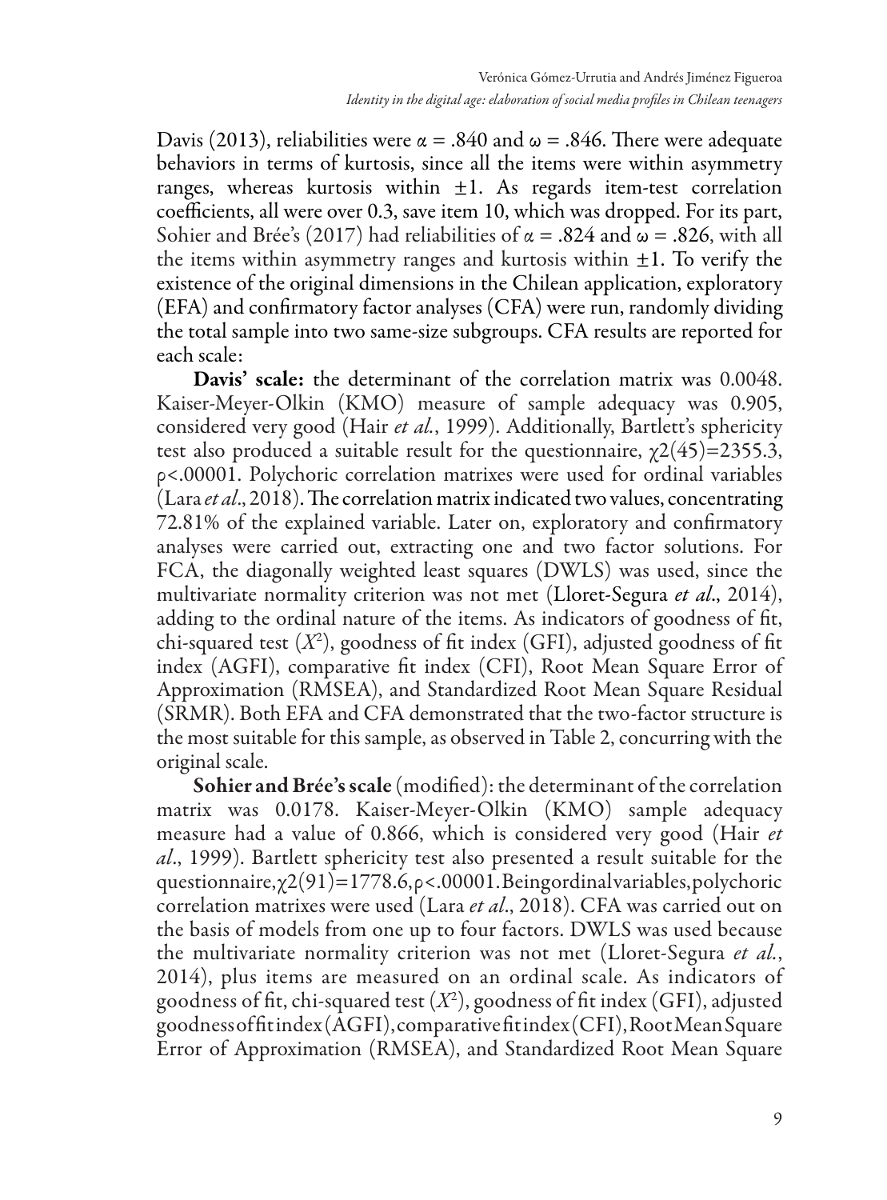Davis (2013), reliabilities were $\alpha = .840$ and $\omega = .846$. There were adequate behaviors in terms of kurtosis, since all the items were within asymmetry ranges, whereas kurtosis within $\pm 1$. As regards item-test correlation coefficients, all were over 0.3, save item 10, which was dropped. For its part, Sohier and Brée's (2017) had reliabilities of $\alpha = .824$ and $\omega = .826$, with all the items within asymmetry ranges and kurtosis within $\pm 1$. To verify the existence of the original dimensions in the Chilean application, exploratory (EFA) and confirmatory factor analyses (CFA) were run, randomly dividing the total sample into two same-size subgroups. CFA results are reported for each scale:

**Davis' scale:** the determinant of the correlation matrix was 0.0048. Kaiser-Meyer-Olkin (KMO) measure of sample adequacy was 0.905, considered very good (Hair *et al.*, 1999). Additionally, Bartlett's sphericity test also produced a suitable result for the questionnaire, $\chi 2(45)=2355.3$, $\rho<.00001$. Polychoric correlation matrixes were used for ordinal variables (Lara *et al*., 2018). The correlation matrix indicated two values, concentrating 72.81% of the explained variable. Later on, exploratory and confirmatory analyses were carried out, extracting one and two factor solutions. For FCA, the diagonally weighted least squares (DWLS) was used, since the multivariate normality criterion was not met (Lloret-Segura *et al*., 2014), adding to the ordinal nature of the items. As indicators of goodness of fit, chi-squared test ($X^2$), goodness of fit index (GFI), adjusted goodness of fit index (AGFI), comparative fit index (CFI), Root Mean Square Error of Approximation (RMSEA), and Standardized Root Mean Square Residual (SRMR). Both EFA and CFA demonstrated that the two-factor structure is the most suitable for this sample, as observed in Table 2, concurring with the original scale.

**Sohier and Brée's scale** (modified): the determinant of the correlation matrix was 0.0178. Kaiser-Meyer-Olkin (KMO) sample adequacy measure had a value of 0.866, which is considered very good (Hair *et al*., 1999). Bartlett sphericity test also presented a result suitable for the questionnaire, $\chi 2(91)=1778.6$, $\rho<.00001$. Being ordinal variables, polychoric correlation matrixes were used (Lara *et al*., 2018). CFA was carried out on the basis of models from one up to four factors. DWLS was used because the multivariate normality criterion was not met (Lloret-Segura *et al.*, 2014), plus items are measured on an ordinal scale. As indicators of goodness of fit, chi-squared test ($X^2$), goodness of fit index (GFI), adjusted goodness of fit index (AGFI), comparative fit index (CFI), Root Mean Square Error of Approximation (RMSEA), and Standardized Root Mean Square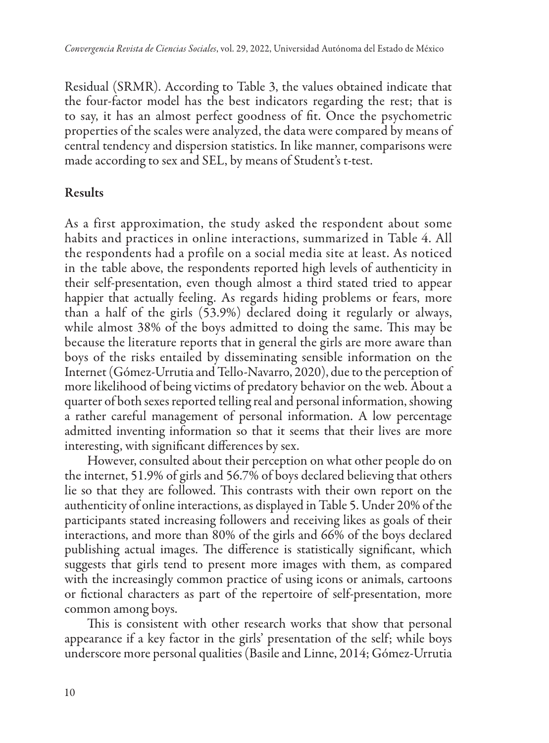Residual (SRMR). According to Table 3, the values obtained indicate that the four-factor model has the best indicators regarding the rest; that is to say, it has an almost perfect goodness of fit. Once the psychometric properties of the scales were analyzed, the data were compared by means of central tendency and dispersion statistics. In like manner, comparisons were made according to sex and SEL, by means of Student's t-test.

## Results

As a first approximation, the study asked the respondent about some habits and practices in online interactions, summarized in Table 4. All the respondents had a profile on a social media site at least. As noticed in the table above, the respondents reported high levels of authenticity in their self-presentation, even though almost a third stated tried to appear happier that actually feeling. As regards hiding problems or fears, more than a half of the girls (53.9%) declared doing it regularly or always, while almost 38% of the boys admitted to doing the same. This may be because the literature reports that in general the girls are more aware than boys of the risks entailed by disseminating sensible information on the Internet (Gómez-Urrutia and Tello-Navarro, 2020), due to the perception of more likelihood of being victims of predatory behavior on the web. About a quarter of both sexes reported telling real and personal information, showing a rather careful management of personal information. A low percentage admitted inventing information so that it seems that their lives are more interesting, with significant differences by sex.

However, consulted about their perception on what other people do on the internet, 51.9% of girls and 56.7% of boys declared believing that others lie so that they are followed. This contrasts with their own report on the authenticity of online interactions, as displayed in Table 5. Under 20% of the participants stated increasing followers and receiving likes as goals of their interactions, and more than 80% of the girls and 66% of the boys declared publishing actual images. The difference is statistically significant, which suggests that girls tend to present more images with them, as compared with the increasingly common practice of using icons or animals, cartoons or fictional characters as part of the repertoire of self-presentation, more common among boys.

This is consistent with other research works that show that personal appearance if a key factor in the girls' presentation of the self; while boys underscore more personal qualities (Basile and Linne, 2014; Gómez-Urrutia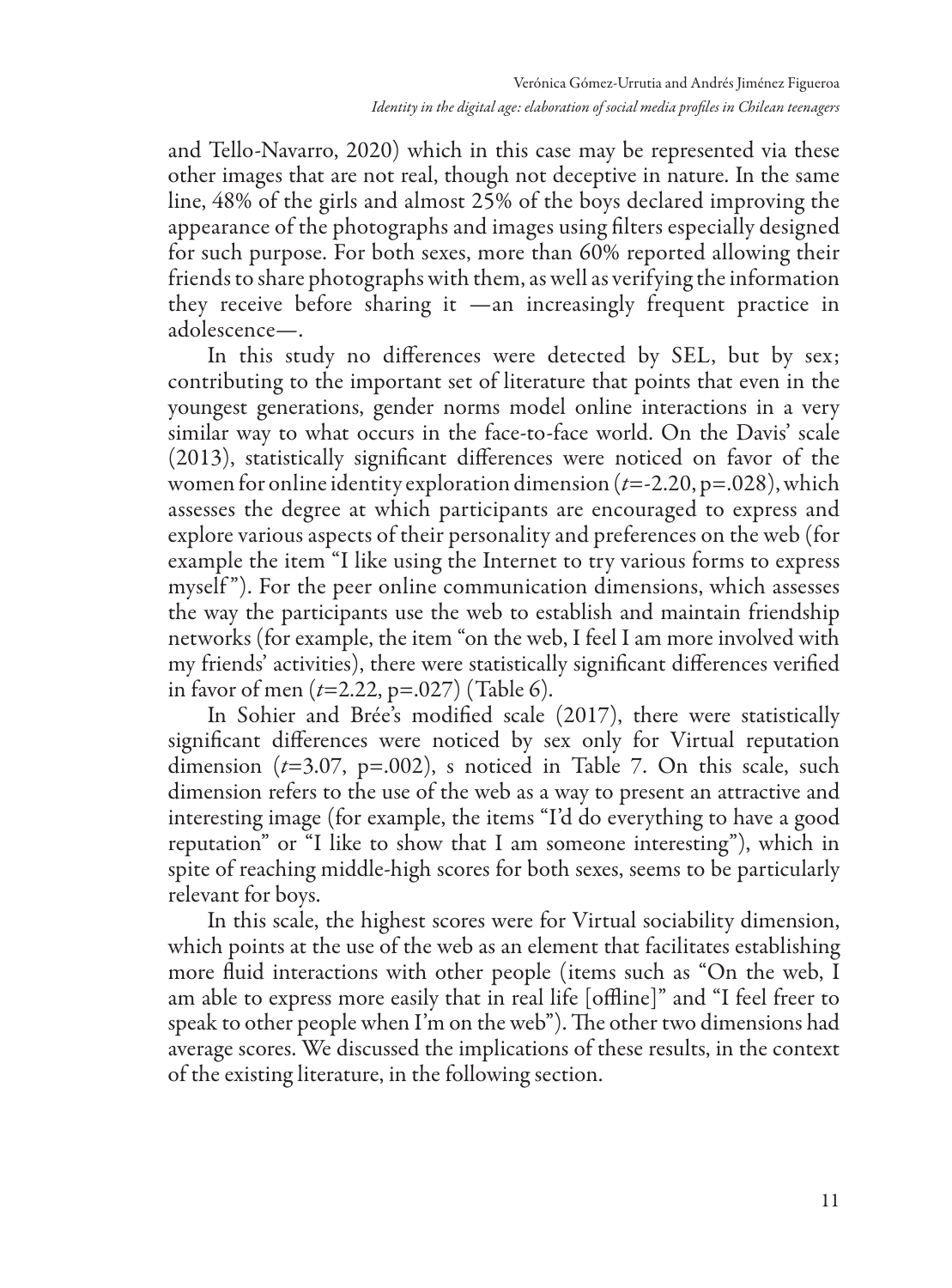and Tello-Navarro, 2020) which in this case may be represented via these other images that are not real, though not deceptive in nature. In the same line, 48% of the girls and almost 25% of the boys declared improving the appearance of the photographs and images using filters especially designed for such purpose. For both sexes, more than 60% reported allowing their friends to share photographs with them, as well as verifying the information they receive before sharing it —an increasingly frequent practice in adolescence—.

In this study no differences were detected by SEL, but by sex; contributing to the important set of literature that points that even in the youngest generations, gender norms model online interactions in a very similar way to what occurs in the face-to-face world. On the Davis' scale (2013), statistically significant differences were noticed on favor of the women for online identity exploration dimension ($t$=-2.20, p=.028), which assesses the degree at which participants are encouraged to express and explore various aspects of their personality and preferences on the web (for example the item "I like using the Internet to try various forms to express myself"). For the peer online communication dimensions, which assesses the way the participants use the web to establish and maintain friendship networks (for example, the item "on the web, I feel I am more involved with my friends' activities), there were statistically significant differences verified in favor of men ($t$=2.22, p=.027) (Table 6).

In Sohier and Brée's modified scale (2017), there were statistically significant differences were noticed by sex only for Virtual reputation dimension ($t$=3.07, p=.002), s noticed in Table 7. On this scale, such dimension refers to the use of the web as a way to present an attractive and interesting image (for example, the items "I'd do everything to have a good reputation" or "I like to show that I am someone interesting"), which in spite of reaching middle-high scores for both sexes, seems to be particularly relevant for boys.

In this scale, the highest scores were for Virtual sociability dimension, which points at the use of the web as an element that facilitates establishing more fluid interactions with other people (items such as "On the web, I am able to express more easily that in real life [offline]" and "I feel freer to speak to other people when I'm on the web"). The other two dimensions had average scores. We discussed the implications of these results, in the context of the existing literature, in the following section.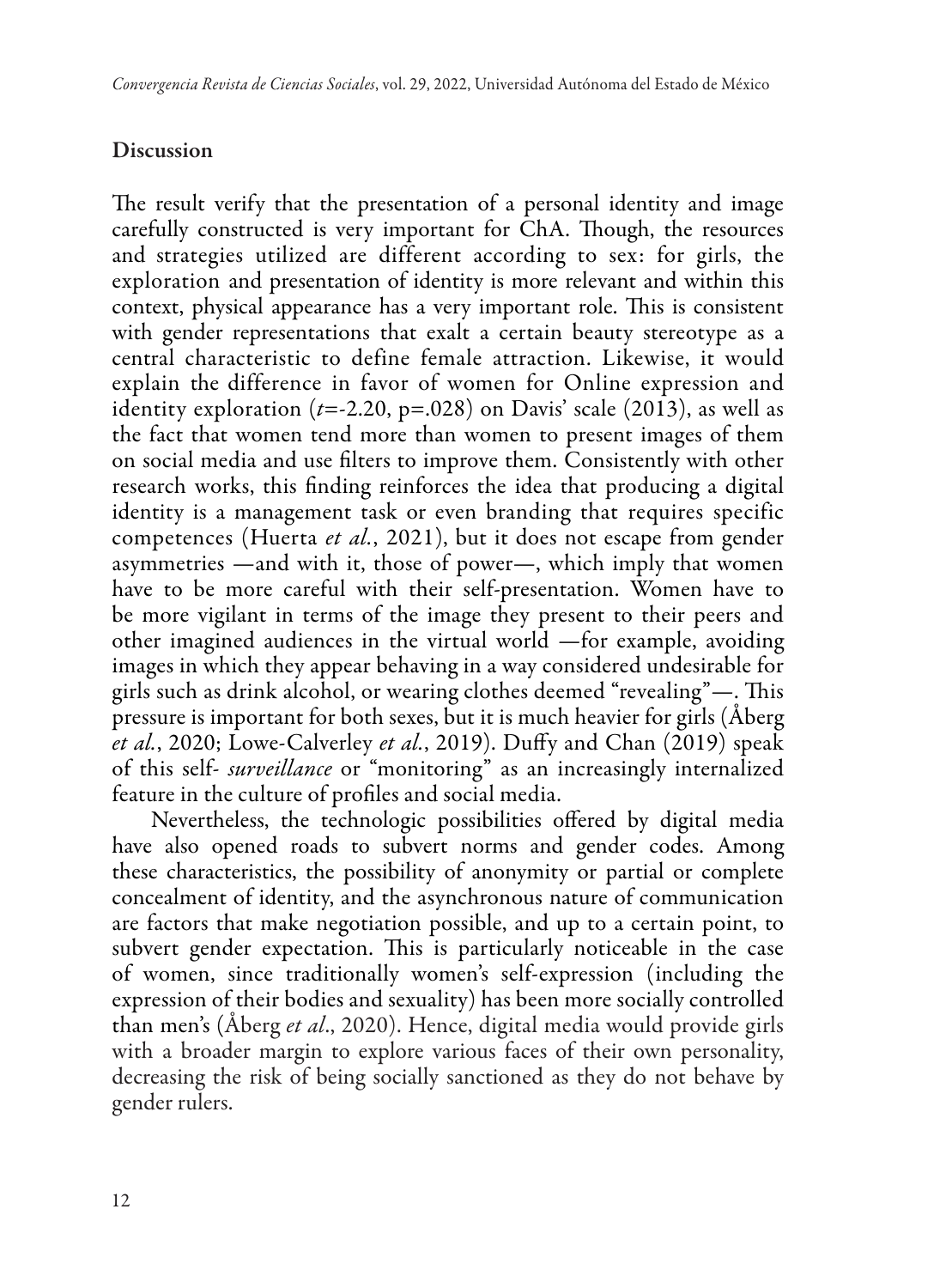## Discussion

The result verify that the presentation of a personal identity and image carefully constructed is very important for ChA. Though, the resources and strategies utilized are different according to sex: for girls, the exploration and presentation of identity is more relevant and within this context, physical appearance has a very important role. This is consistent with gender representations that exalt a certain beauty stereotype as a central characteristic to define female attraction. Likewise, it would explain the difference in favor of women for Online expression and identity exploration ($t$=-2.20, p=.028) on Davis' scale (2013), as well as the fact that women tend more than women to present images of them on social media and use filters to improve them. Consistently with other research works, this finding reinforces the idea that producing a digital identity is a management task or even branding that requires specific competences (Huerta *et al.*, 2021), but it does not escape from gender asymmetries —and with it, those of power—, which imply that women have to be more careful with their self-presentation. Women have to be more vigilant in terms of the image they present to their peers and other imagined audiences in the virtual world —for example, avoiding images in which they appear behaving in a way considered undesirable for girls such as drink alcohol, or wearing clothes deemed "revealing"—. This pressure is important for both sexes, but it is much heavier for girls (Åberg *et al.*, 2020; Lowe-Calverley *et al.*, 2019). Duffy and Chan (2019) speak of this self- *surveillance* or "monitoring" as an increasingly internalized feature in the culture of profiles and social media.

Nevertheless, the technologic possibilities offered by digital media have also opened roads to subvert norms and gender codes. Among these characteristics, the possibility of anonymity or partial or complete concealment of identity, and the asynchronous nature of communication are factors that make negotiation possible, and up to a certain point, to subvert gender expectation. This is particularly noticeable in the case of women, since traditionally women's self-expression (including the expression of their bodies and sexuality) has been more socially controlled than men's (Åberg *et al*., 2020). Hence, digital media would provide girls with a broader margin to explore various faces of their own personality, decreasing the risk of being socially sanctioned as they do not behave by gender rulers.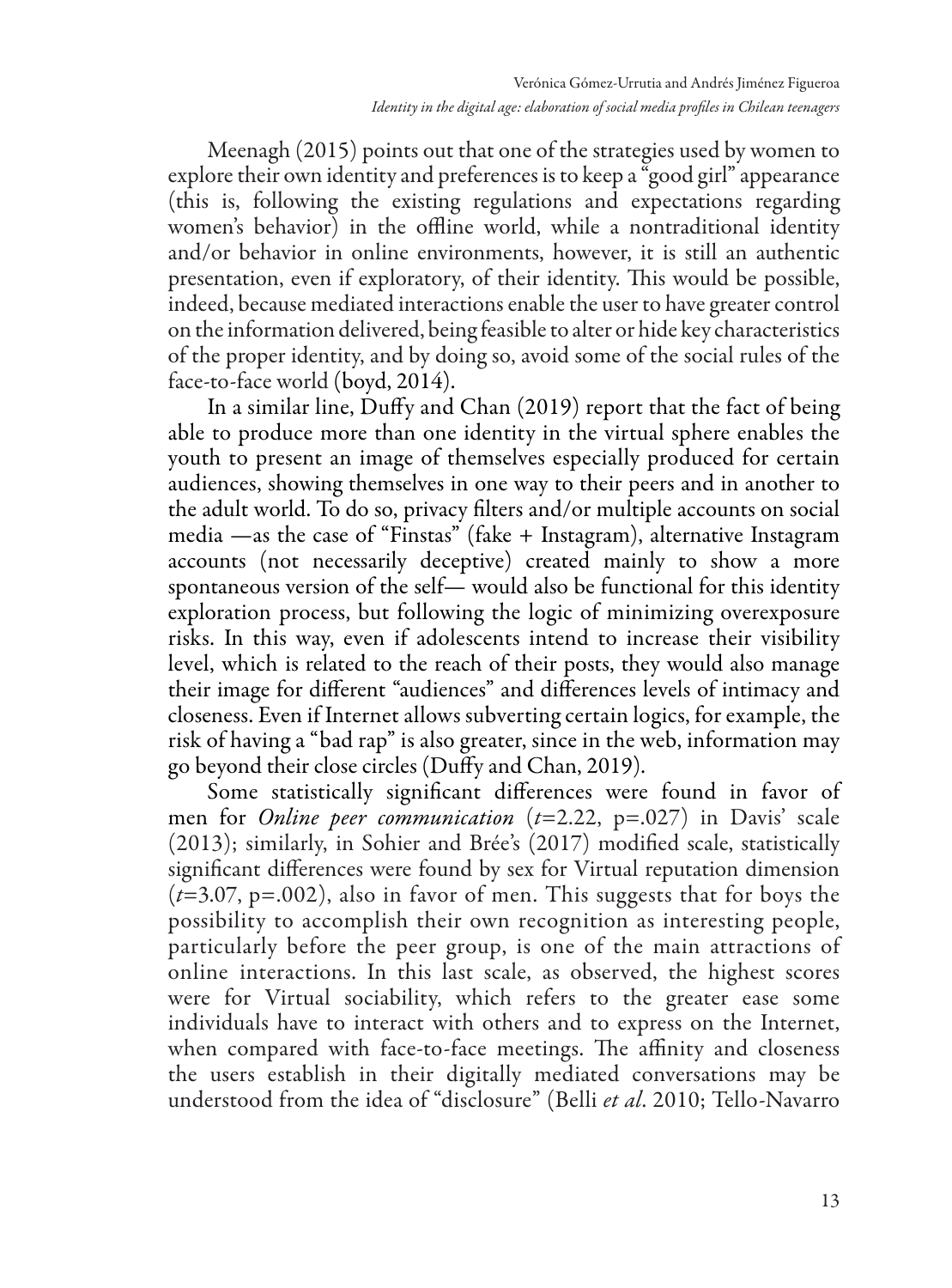Meenagh (2015) points out that one of the strategies used by women to explore their own identity and preferences is to keep a "good girl" appearance (this is, following the existing regulations and expectations regarding women's behavior) in the offline world, while a nontraditional identity and/or behavior in online environments, however, it is still an authentic presentation, even if exploratory, of their identity. This would be possible, indeed, because mediated interactions enable the user to have greater control on the information delivered, being feasible to alter or hide key characteristics of the proper identity, and by doing so, avoid some of the social rules of the face-to-face world (boyd, 2014).

In a similar line, Duffy and Chan (2019) report that the fact of being able to produce more than one identity in the virtual sphere enables the youth to present an image of themselves especially produced for certain audiences, showing themselves in one way to their peers and in another to the adult world. To do so, privacy filters and/or multiple accounts on social media —as the case of "Finstas" (fake + Instagram), alternative Instagram accounts (not necessarily deceptive) created mainly to show a more spontaneous version of the self— would also be functional for this identity exploration process, but following the logic of minimizing overexposure risks. In this way, even if adolescents intend to increase their visibility level, which is related to the reach of their posts, they would also manage their image for different "audiences" and differences levels of intimacy and closeness. Even if Internet allows subverting certain logics, for example, the risk of having a "bad rap" is also greater, since in the web, information may go beyond their close circles (Duffy and Chan, 2019).

Some statistically significant differences were found in favor of men for *Online peer communication* ($t$=2.22, p=.027) in Davis' scale (2013); similarly, in Sohier and Brée's (2017) modified scale, statistically significant differences were found by sex for Virtual reputation dimension ($t$=3.07, p=.002), also in favor of men. This suggests that for boys the possibility to accomplish their own recognition as interesting people, particularly before the peer group, is one of the main attractions of online interactions. In this last scale, as observed, the highest scores were for Virtual sociability, which refers to the greater ease some individuals have to interact with others and to express on the Internet, when compared with face-to-face meetings. The affinity and closeness the users establish in their digitally mediated conversations may be understood from the idea of "disclosure" (Belli *et al*. 2010; Tello-Navarro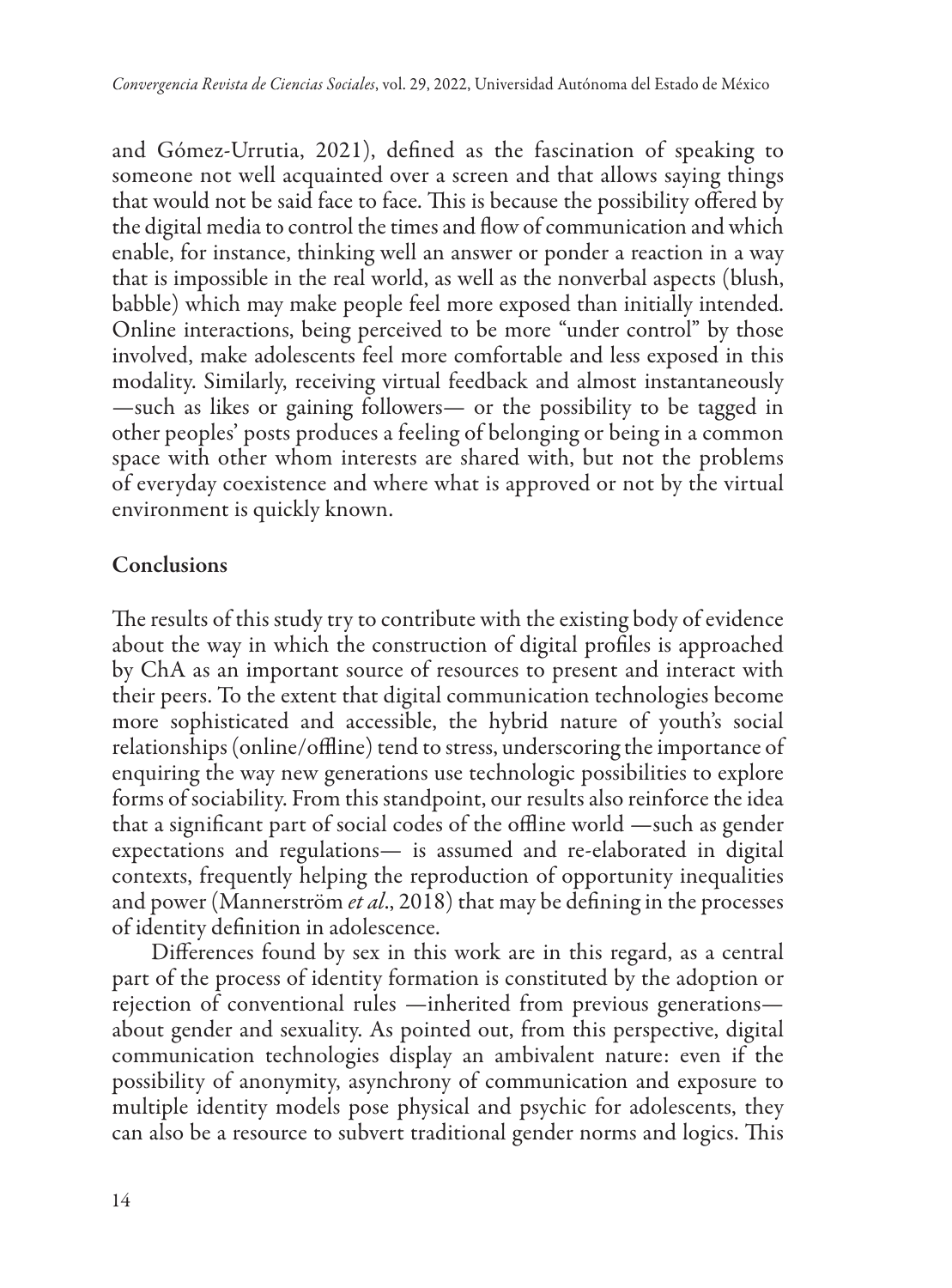and Gómez-Urrutia, 2021), defined as the fascination of speaking to someone not well acquainted over a screen and that allows saying things that would not be said face to face. This is because the possibility offered by the digital media to control the times and flow of communication and which enable, for instance, thinking well an answer or ponder a reaction in a way that is impossible in the real world, as well as the nonverbal aspects (blush, babble) which may make people feel more exposed than initially intended. Online interactions, being perceived to be more "under control" by those involved, make adolescents feel more comfortable and less exposed in this modality. Similarly, receiving virtual feedback and almost instantaneously —such as likes or gaining followers— or the possibility to be tagged in other peoples' posts produces a feeling of belonging or being in a common space with other whom interests are shared with, but not the problems of everyday coexistence and where what is approved or not by the virtual environment is quickly known.

## Conclusions

The results of this study try to contribute with the existing body of evidence about the way in which the construction of digital profiles is approached by ChA as an important source of resources to present and interact with their peers. To the extent that digital communication technologies become more sophisticated and accessible, the hybrid nature of youth's social relationships (online/offline) tend to stress, underscoring the importance of enquiring the way new generations use technologic possibilities to explore forms of sociability. From this standpoint, our results also reinforce the idea that a significant part of social codes of the offline world —such as gender expectations and regulations— is assumed and re-elaborated in digital contexts, frequently helping the reproduction of opportunity inequalities and power (Mannerström *et al*., 2018) that may be defining in the processes of identity definition in adolescence.

Differences found by sex in this work are in this regard, as a central part of the process of identity formation is constituted by the adoption or rejection of conventional rules —inherited from previous generations— about gender and sexuality. As pointed out, from this perspective, digital communication technologies display an ambivalent nature: even if the possibility of anonymity, asynchrony of communication and exposure to multiple identity models pose physical and psychic for adolescents, they can also be a resource to subvert traditional gender norms and logics. This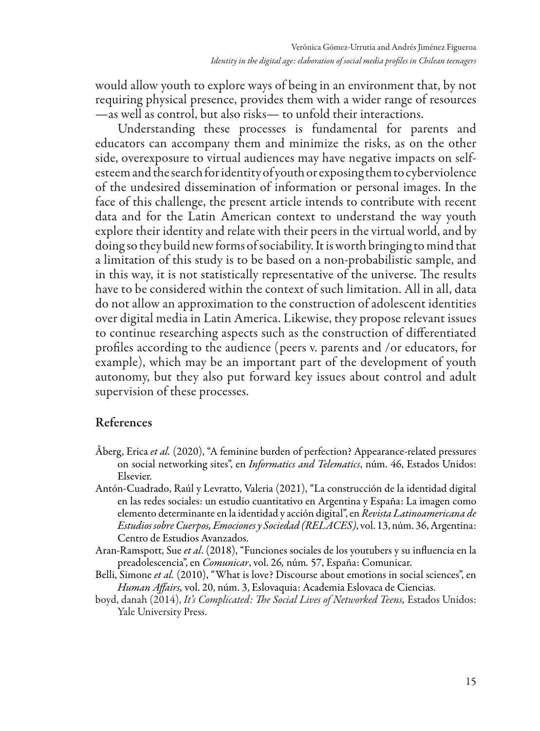would allow youth to explore ways of being in an environment that, by not requiring physical presence, provides them with a wider range of resources —as well as control, but also risks— to unfold their interactions.

Understanding these processes is fundamental for parents and educators can accompany them and minimize the risks, as on the other side, overexposure to virtual audiences may have negative impacts on self-esteem and the search for identity of youth or exposing them to cyberviolence of the undesired dissemination of information or personal images. In the face of this challenge, the present article intends to contribute with recent data and for the Latin American context to understand the way youth explore their identity and relate with their peers in the virtual world, and by doing so they build new forms of sociability. It is worth bringing to mind that a limitation of this study is to be based on a non-probabilistic sample, and in this way, it is not statistically representative of the universe. The results have to be considered within the context of such limitation. All in all, data do not allow an approximation to the construction of adolescent identities over digital media in Latin America. Likewise, they propose relevant issues to continue researching aspects such as the construction of differentiated profiles according to the audience (peers v. parents and /or educators, for example), which may be an important part of the development of youth autonomy, but they also put forward key issues about control and adult supervision of these processes.

## References

Åberg, Erica *et al.* (2020), "A feminine burden of perfection? Appearance-related pressures on social networking sites", en *Informatics and Telematics*, núm. 46, Estados Unidos: Elsevier.

Antón-Cuadrado, Raúl y Levratto, Valeria (2021), "La construcción de la identidad digital en las redes sociales: un estudio cuantitativo en Argentina y España: La imagen como elemento determinante en la identidad y acción digital", en *Revista Latinoamericana de Estudios sobre Cuerpos, Emociones y Sociedad (RELACES)*, vol. 13, núm. 36, Argentina: Centro de Estudios Avanzados.

Aran-Ramspott, Sue *et al*. (2018), "Funciones sociales de los youtubers y su influencia en la preadolescencia", en *Comunicar*, vol. 26*,* núm*.* 57, España: Comunicar.

Belli, Simone *et al.* (2010), "What is love? Discourse about emotions in social sciences", en *Human Affairs,* vol. 20, núm. 3, Eslovaquia: Academia Eslovaca de Ciencias.

boyd, danah (2014), *It's Complicated: The Social Lives of Networked Teens,* Estados Unidos: Yale University Press.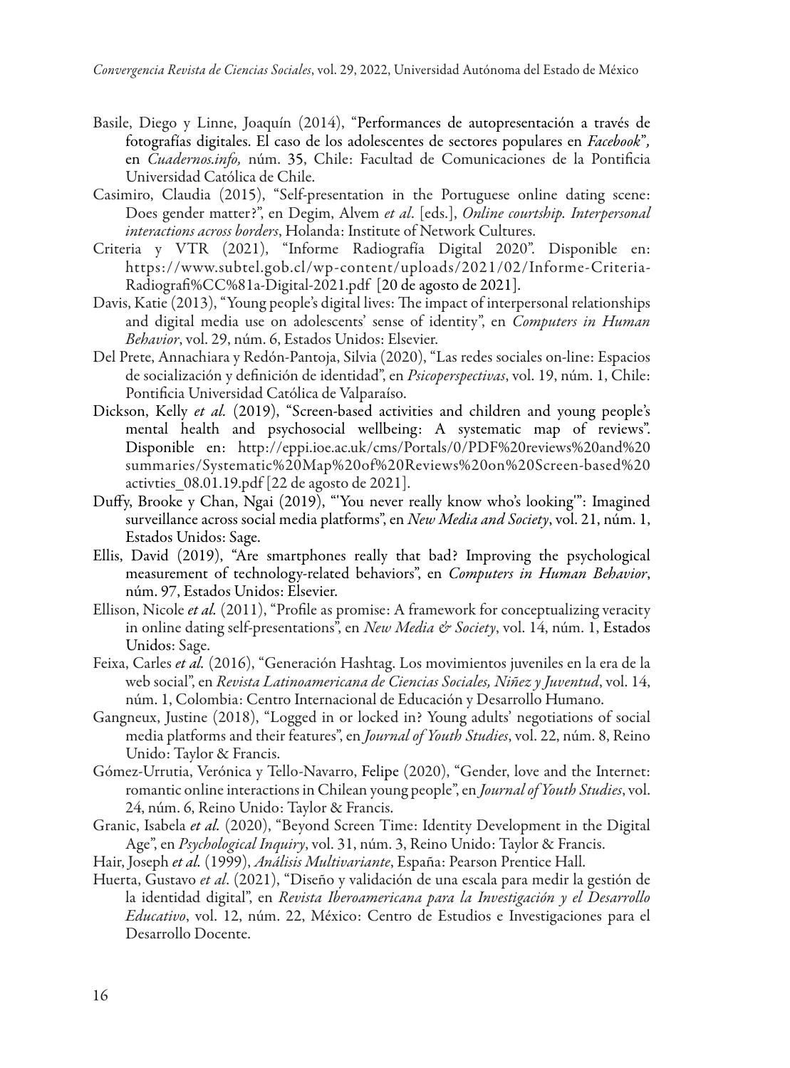Basile, Diego y Linne, Joaquín (2014), "Performances de autopresentación a través de fotografías digitales. El caso de los adolescentes de sectores populares en *Facebook*", en *Cuadernos.info,* núm. 35, Chile: Facultad de Comunicaciones de la Pontificia Universidad Católica de Chile.

Casimiro, Claudia (2015), "Self-presentation in the Portuguese online dating scene: Does gender matter?", en Degim, Alvem *et al*. [eds.], *Online courtship. Interpersonal interactions across borders*, Holanda: Institute of Network Cultures.

Criteria y VTR (2021), "Informe Radiografía Digital 2020". Disponible en: https://www.subtel.gob.cl/wp-content/uploads/2021/02/Informe-Criteria-Radiografi%CC%81a-Digital-2021.pdf [20 de agosto de 2021].

Davis, Katie (2013), "Young people's digital lives: The impact of interpersonal relationships and digital media use on adolescents' sense of identity", en *Computers in Human Behavior*, vol. 29, núm. 6, Estados Unidos: Elsevier.

Del Prete, Annachiara y Redón-Pantoja, Silvia (2020), "Las redes sociales on-line: Espacios de socialización y definición de identidad", en *Psicoperspectivas*, vol. 19, núm. 1, Chile: Pontificia Universidad Católica de Valparaíso.

Dickson, Kelly *et al.* (2019), "Screen-based activities and children and young people's mental health and psychosocial wellbeing: A systematic map of reviews". Disponible en: http://eppi.ioe.ac.uk/cms/Portals/0/PDF%20reviews%20and%20summaries/Systematic%20Map%20of%20Reviews%20on%20Screen-based%20activties_08.01.19.pdf [22 de agosto de 2021].

Duffy, Brooke y Chan, Ngai (2019), "'You never really know who's looking'": Imagined surveillance across social media platforms", en *New Media and Society*, vol. 21, núm. 1, Estados Unidos: Sage.

Ellis, David (2019), "Are smartphones really that bad? Improving the psychological measurement of technology-related behaviors", en *Computers in Human Behavior*, núm. 97, Estados Unidos: Elsevier.

Ellison, Nicole *et al.* (2011), "Profile as promise: A framework for conceptualizing veracity in online dating self-presentations", en *New Media & Society*, vol. 14, núm. 1, Estados Unidos: Sage.

Feixa, Carles *et al.* (2016), "Generación Hashtag. Los movimientos juveniles en la era de la web social", en *Revista Latinoamericana de Ciencias Sociales, Niñez y Juventud*, vol. 14, núm. 1, Colombia: Centro Internacional de Educación y Desarrollo Humano.

Gangneux, Justine (2018), "Logged in or locked in? Young adults' negotiations of social media platforms and their features", en *Journal of Youth Studies*, vol. 22, núm. 8, Reino Unido: Taylor & Francis.

Gómez-Urrutia, Verónica y Tello-Navarro, Felipe (2020), "Gender, love and the Internet: romantic online interactions in Chilean young people", en *Journal of Youth Studies*, vol. 24, núm. 6, Reino Unido: Taylor & Francis.

Granic, Isabela *et al.* (2020), "Beyond Screen Time: Identity Development in the Digital Age", en *Psychological Inquiry*, vol. 31, núm. 3, Reino Unido: Taylor & Francis.

Hair, Joseph *et al.* (1999), *Análisis Multivariante*, España: Pearson Prentice Hall.

Huerta, Gustavo *et al*. (2021), "Diseño y validación de una escala para medir la gestión de la identidad digital", en *Revista Iberoamericana para la Investigación y el Desarrollo Educativo*, vol. 12, núm. 22, México: Centro de Estudios e Investigaciones para el Desarrollo Docente.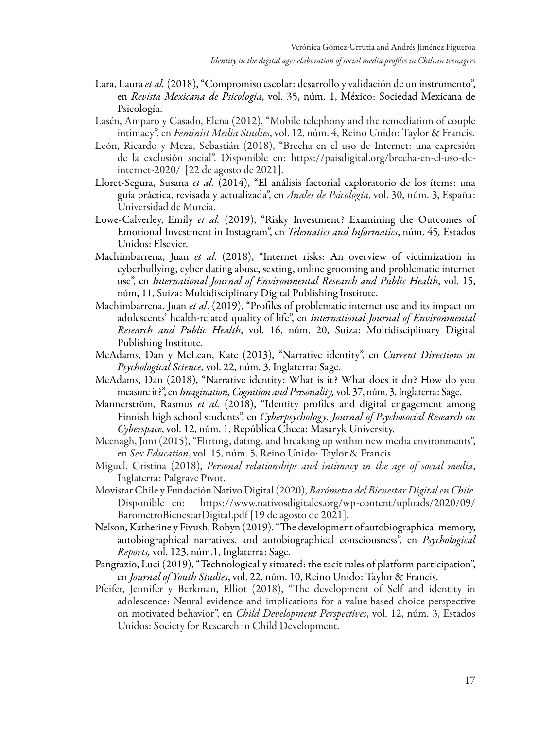Lara, Laura *et al.* (2018), "Compromiso escolar: desarrollo y validación de un instrumento", en *Revista Mexicana de Psicología*, vol. 35, núm. 1, México: Sociedad Mexicana de Psicología.

Lasén, Amparo y Casado, Elena (2012), "Mobile telephony and the remediation of couple intimacy", en *Feminist Media Studies*, vol. 12, núm. 4, Reino Unido: Taylor & Francis.

León, Ricardo y Meza, Sebastián (2018), "Brecha en el uso de Internet: una expresión de la exclusión social". Disponible en: https://paisdigital.org/brecha-en-el-uso-de-internet-2020/ [22 de agosto de 2021].

Lloret-Segura, Susana *et al.* (2014), "El análisis factorial exploratorio de los ítems: una guía práctica, revisada y actualizada", en *Anales de Psicología*, vol. 30, núm. 3, España: Universidad de Murcia.

Lowe-Calverley, Emily *et al.* (2019), "Risky Investment? Examining the Outcomes of Emotional Investment in Instagram", en *Telematics and Informatics*, núm. 45*,* Estados Unidos: Elsevier.

Machimbarrena, Juan *et al*. (2018), "Internet risks: An overview of victimization in cyberbullying, cyber dating abuse, sexting, online grooming and problematic internet use", en *International Journal of Environmental Research and Public Health*, vol. 15, núm, 11, Suiza: Multidisciplinary Digital Publishing Institute.

Machimbarrena, Juan *et al*. (2019), "Profiles of problematic internet use and its impact on adolescents' health-related quality of life", en *International Journal of Environmental Research and Public Health*, vol. 16, núm. 20, Suiza: Multidisciplinary Digital Publishing Institute.

McAdams, Dan y McLean, Kate (2013), "Narrative identity", en *Current Directions in Psychological Science,* vol. 22, núm. 3, Inglaterra: Sage.

McAdams, Dan (2018), "Narrative identity: What is it? What does it do? How do you measure it?", en *Imagination, Cognition and Personality,* vol. 37, núm. 3, Inglaterra: Sage.

Mannerström, Rasmus *et al.* (2018), "Identity profiles and digital engagement among Finnish high school students", en *Cyberpsychology. Journal of Psychosocial Research on Cyberspace*, vol. 12, núm. 1, República Checa: Masaryk University.

Meenagh, Joni (2015), "Flirting, dating, and breaking up within new media environments", en *Sex Education*, vol. 15, núm. 5, Reino Unido: Taylor & Francis.

Miguel, Cristina (2018), *Personal relationships and intimacy in the age of social media*, Inglaterra: Palgrave Pivot.

Movistar Chile y Fundación Nativo Digital (2020), *Barómetro del Bienestar Digital en Chile*. Disponible en: https://www.nativosdigitales.org/wp-content/uploads/2020/09/BarometroBienestarDigital.pdf [19 de agosto de 2021].

Nelson, Katherine y Fivush, Robyn (2019), "The development of autobiographical memory, autobiographical narratives, and autobiographical consciousness", en *Psychological Reports,* vol. 123, núm.1, Inglaterra: Sage.

Pangrazio, Luci (2019), "Technologically situated: the tacit rules of platform participation", en *Journal of Youth Studies*, vol. 22, núm. 10, Reino Unido: Taylor & Francis.

Pfeifer, Jennifer y Berkman, Elliot (2018), "The development of Self and identity in adolescence: Neural evidence and implications for a value-based choice perspective on motivated behavior", en *Child Development Perspectives*, vol. 12, núm. 3, Estados Unidos: Society for Research in Child Development.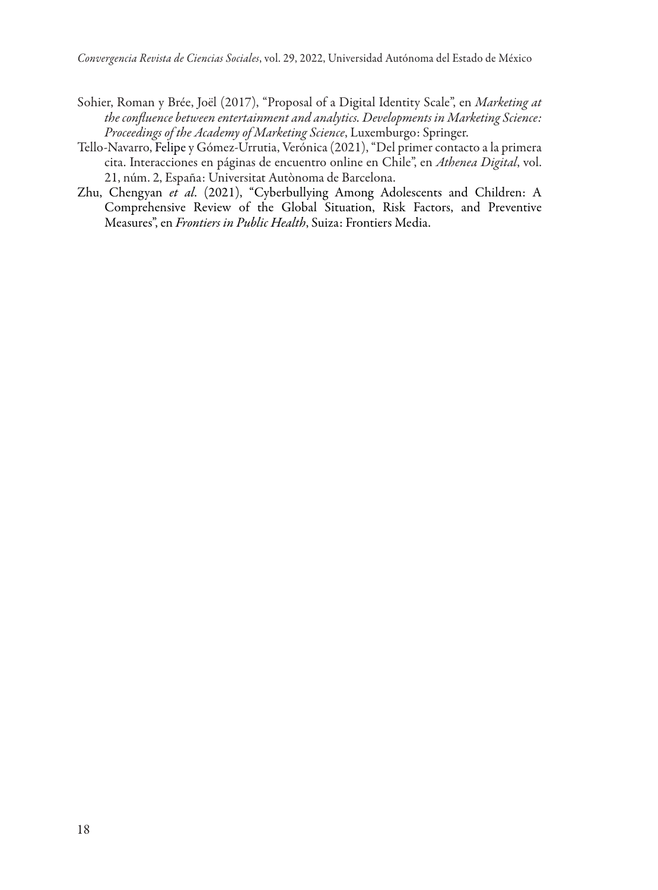Sohier, Roman y Brée, Joël (2017), "Proposal of a Digital Identity Scale", en *Marketing at the confluence between entertainment and analytics. Developments in Marketing Science: Proceedings of the Academy of Marketing Science*, Luxemburgo: Springer.

Tello-Navarro, Felipe y Gómez-Urrutia, Verónica (2021), "Del primer contacto a la primera cita. Interacciones en páginas de encuentro online en Chile", en *Athenea Digital*, vol. 21, núm. 2, España: Universitat Autònoma de Barcelona.

Zhu, Chengyan *et al*. (2021), "Cyberbullying Among Adolescents and Children: A Comprehensive Review of the Global Situation, Risk Factors, and Preventive Measures", en *Frontiers in Public Health*, Suiza: Frontiers Media.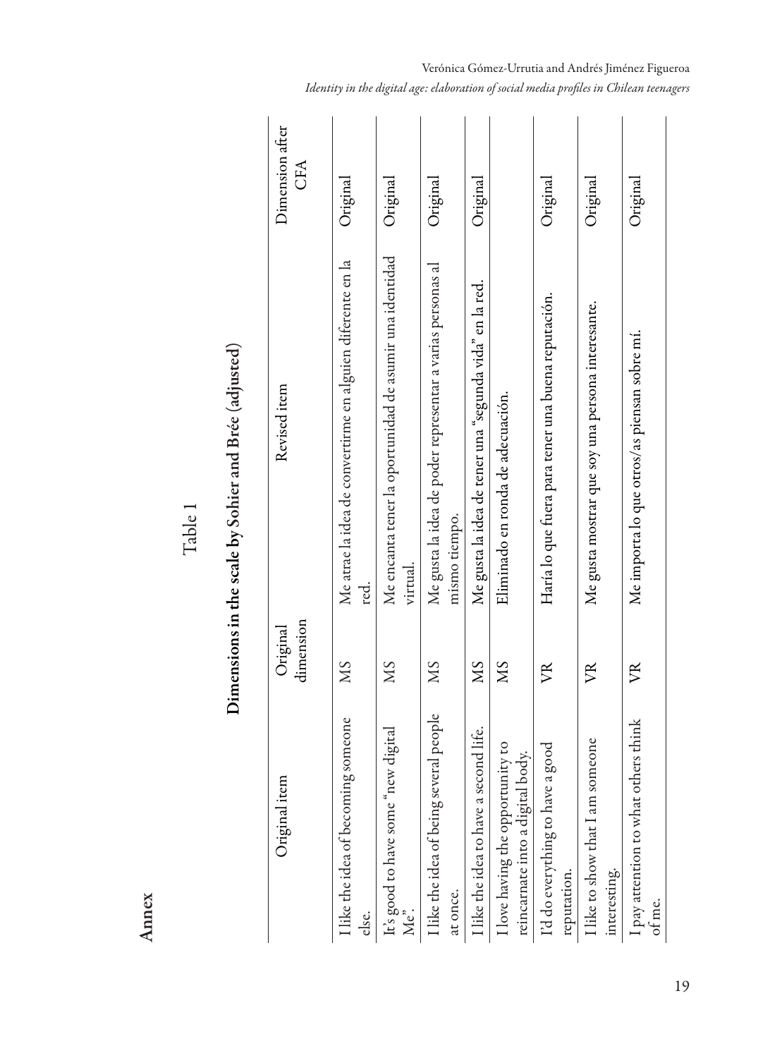# Annex

Table 1

**Dimensions in the scale by Sohier and Brée (adjusted)**

| Original item | Original dimension | Revised item | Dimension after CFA |
|---|---|---|---|
| I like the idea of becoming someone else. | MS | Me atrae la idea de convertirme en alguien diferente en la red. | Original |
| It's good to have some "new digital Me". | MS | Me encanta tener la oportunidad de asumir una identidad virtual. | Original |
| I like the idea of being several people at once. | MS | Me gusta la idea de poder representar a varias personas al mismo tiempo. | Original |
| I like the idea to have a second life. | MS | Me gusta la idea de tener una "segunda vida" en la red. | Original |
| I love having the opportunity to reincarnate into a digital body. | MS | Eliminado en ronda de adecuación. | |
| I'd do everything to have a good reputation. | VR | Haría lo que fuera para tener una buena reputación. | Original |
| I like to show that I am someone interesting. | VR | Me gusta mostrar que soy una persona interesante. | Original |
| I pay attention to what others think of me. | VR | Me importa lo que otros/as piensan sobre mí. | Original |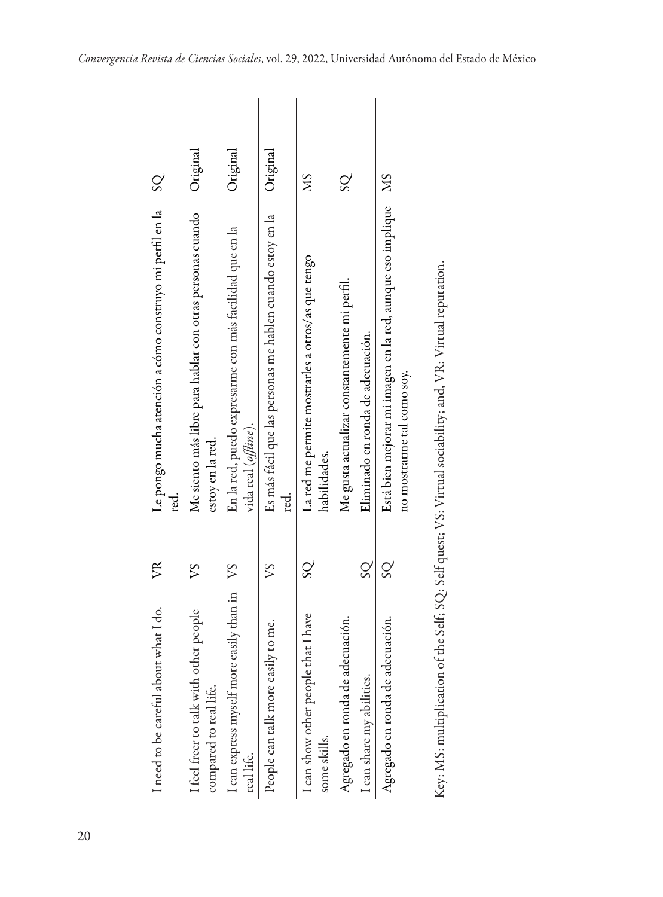| | | | |
|---|---|---|---|
| I need to be careful about what I do. | VR | Le pongo mucha atención a cómo construyo mi perfil en la red. | SQ |
| I feel freer to talk with other people compared to real life. | VS | Me siento más libre para hablar con otras personas cuando estoy en la red. | Original |
| I can express myself more easily than in real life. | VS | En la red, puedo expresarme con más facilidad que en la vida real (*offline*). | Original |
| People can talk more easily to me. | VS | Es más fácil que las personas me hablen cuando estoy en la red. | Original |
| I can show other people that I have some skills. | SQ | La red me permite mostrarles a otros/as que tengo habilidades. | MS |
| Agregado en ronda de adecuación. | | Me gusta actualizar constantemente mi perfil. | SQ |
| I can share my abilities. | SQ | Eliminado en ronda de adecuación. | |
| Agregado en ronda de adecuación. | SQ | Está bien mejorar mi imagen en la red, aunque eso implique no mostrarme tal como soy. | MS |

Key: MS: multiplication of the Self; SQ: Self quest; VS: Virtual sociability; and, VR: Virtual reputation.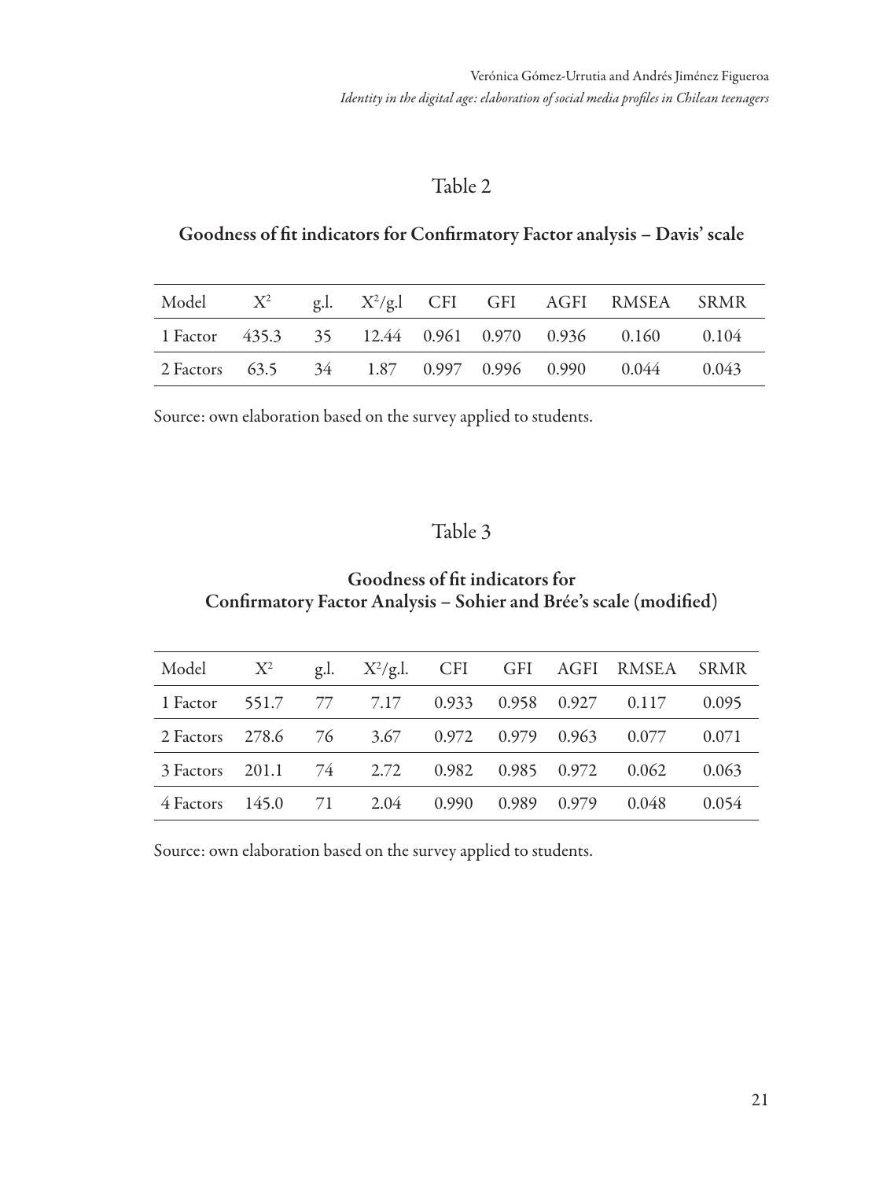Table 2

**Goodness of fit indicators for Confirmatory Factor analysis – Davis' scale**

| Model | $X^2$ | g.l. | $X^2$/g.l | CFI | GFI | AGFI | RMSEA | SRMR |
|---|---|---|---|---|---|---|---|---|
| 1 Factor | 435.3 | 35 | 12.44 | 0.961 | 0.970 | 0.936 | 0.160 | 0.104 |
| 2 Factors | 63.5 | 34 | 1.87 | 0.997 | 0.996 | 0.990 | 0.044 | 0.043 |

Source: own elaboration based on the survey applied to students.

Table 3

**Goodness of fit indicators for Confirmatory Factor Analysis – Sohier and Brée's scale (modified)**

| Model | $X^2$ | g.l. | $X^2$/g.l. | CFI | GFI | AGFI | RMSEA | SRMR |
|---|---|---|---|---|---|---|---|---|
| 1 Factor | 551.7 | 77 | 7.17 | 0.933 | 0.958 | 0.927 | 0.117 | 0.095 |
| 2 Factors | 278.6 | 76 | 3.67 | 0.972 | 0.979 | 0.963 | 0.077 | 0.071 |
| 3 Factors | 201.1 | 74 | 2.72 | 0.982 | 0.985 | 0.972 | 0.062 | 0.063 |
| 4 Factors | 145.0 | 71 | 2.04 | 0.990 | 0.989 | 0.979 | 0.048 | 0.054 |

Source: own elaboration based on the survey applied to students.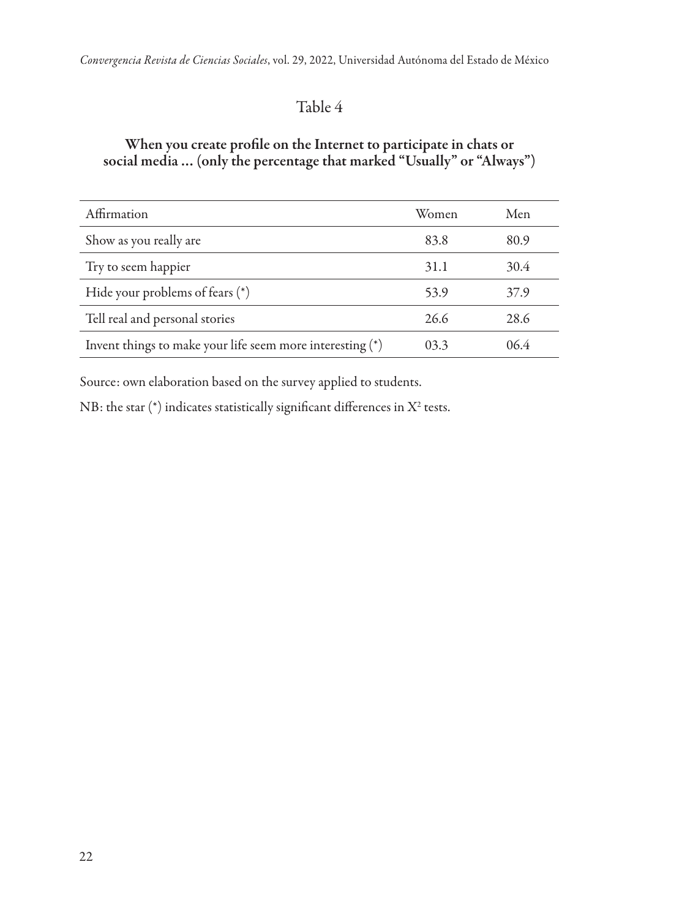Table 4

**When you create profile on the Internet to participate in chats or social media ... (only the percentage that marked "Usually" or "Always")**

| Affirmation | Women | Men |
| --- | --- | --- |
| Show as you really are | 83.8 | 80.9 |
| Try to seem happier | 31.1 | 30.4 |
| Hide your problems of fears (*) | 53.9 | 37.9 |
| Tell real and personal stories | 26.6 | 28.6 |
| Invent things to make your life seem more interesting (*) | 03.3 | 06.4 |

Source: own elaboration based on the survey applied to students.

NB: the star (*) indicates statistically significant differences in $X^2$ tests.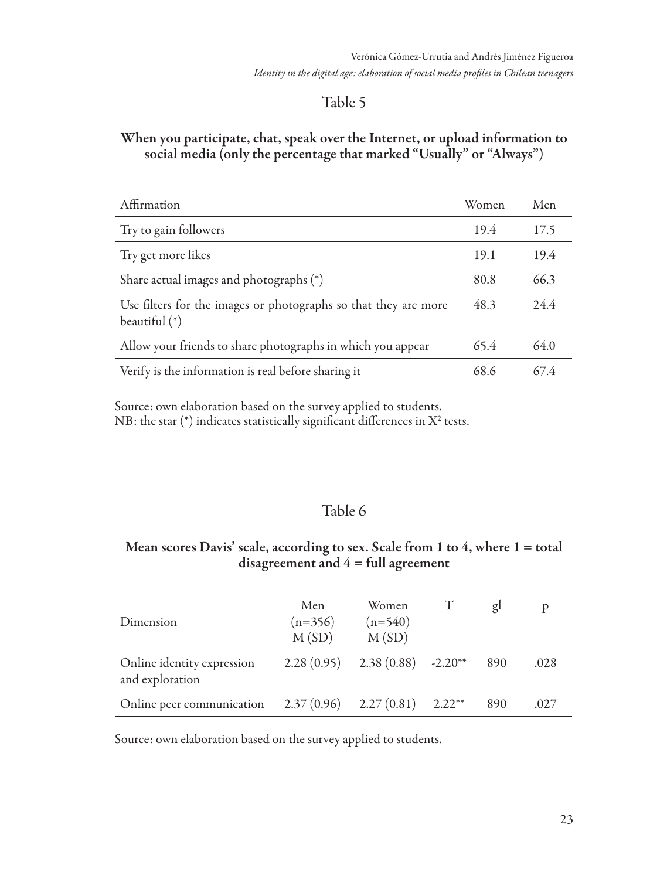## Table 5

**When you participate, chat, speak over the Internet, or upload information to social media (only the percentage that marked "Usually" or "Always")**

| Affirmation | Women | Men |
|---|---|---|
| Try to gain followers | 19.4 | 17.5 |
| Try get more likes | 19.1 | 19.4 |
| Share actual images and photographs (*) | 80.8 | 66.3 |
| Use filters for the images or photographs so that they are more beautiful (*) | 48.3 | 24.4 |
| Allow your friends to share photographs in which you appear | 65.4 | 64.0 |
| Verify is the information is real before sharing it | 68.6 | 67.4 |

Source: own elaboration based on the survey applied to students.
NB: the star (*) indicates statistically significant differences in $X^2$ tests.

## Table 6

**Mean scores Davis' scale, according to sex. Scale from 1 to 4, where 1 = total disagreement and 4 = full agreement**

| Dimension | Men (n=356) M (SD) | Women (n=540) M (SD) | T | gl | p |
|---|---|---|---|---|---|
| Online identity expression and exploration | 2.28 (0.95) | 2.38 (0.88) | -2.20** | 890 | .028 |
| Online peer communication | 2.37 (0.96) | 2.27 (0.81) | 2.22** | 890 | .027 |

Source: own elaboration based on the survey applied to students.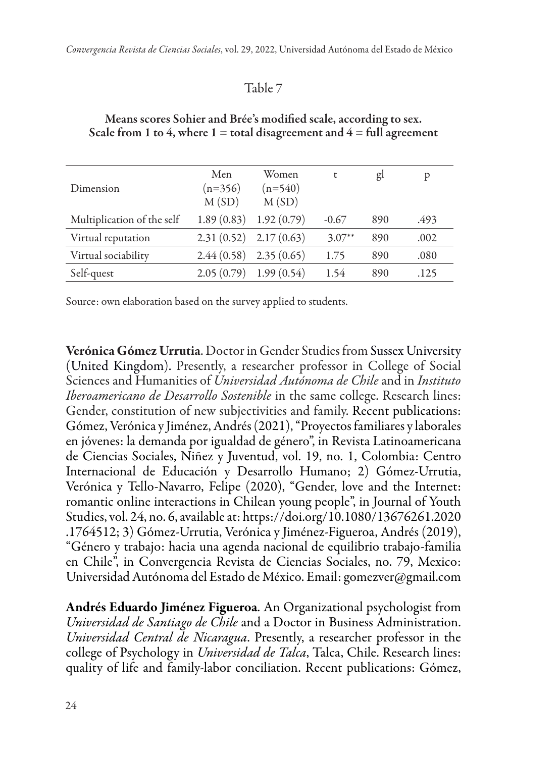Table 7

**Means scores Sohier and Brée's modified scale, according to sex. Scale from 1 to 4, where 1 = total disagreement and 4 = full agreement**

| Dimension | Men (n=356) M (SD) | Women (n=540) M (SD) | t | gl | p |
|---|---|---|---|---|---|
| Multiplication of the self | 1.89 (0.83) | 1.92 (0.79) | -0.67 | 890 | .493 |
| Virtual reputation | 2.31 (0.52) | 2.17 (0.63) | 3.07** | 890 | .002 |
| Virtual sociability | 2.44 (0.58) | 2.35 (0.65) | 1.75 | 890 | .080 |
| Self-quest | 2.05 (0.79) | 1.99 (0.54) | 1.54 | 890 | .125 |

Source: own elaboration based on the survey applied to students.

**Verónica Gómez Urrutia**. Doctor in Gender Studies from Sussex University (United Kingdom). Presently, a researcher professor in College of Social Sciences and Humanities of *Universidad Autónoma de Chile* and in *Instituto Iberoamericano de Desarrollo Sostenible* in the same college. Research lines: Gender, constitution of new subjectivities and family. Recent publications: Gómez, Verónica y Jiménez, Andrés (2021), "Proyectos familiares y laborales en jóvenes: la demanda por igualdad de género", in Revista Latinoamericana de Ciencias Sociales, Niñez y Juventud, vol. 19, no. 1, Colombia: Centro Internacional de Educación y Desarrollo Humano; 2) Gómez-Urrutia, Verónica y Tello-Navarro, Felipe (2020), "Gender, love and the Internet: romantic online interactions in Chilean young people", in Journal of Youth Studies, vol. 24, no. 6, available at: https://doi.org/10.1080/13676261.2020.1764512; 3) Gómez-Urrutia, Verónica y Jiménez-Figueroa, Andrés (2019), "Género y trabajo: hacia una agenda nacional de equilibrio trabajo-familia en Chile", in Convergencia Revista de Ciencias Sociales, no. 79, Mexico: Universidad Autónoma del Estado de México. Email: gomezver@gmail.com

**Andrés Eduardo Jiménez Figueroa**. An Organizational psychologist from *Universidad de Santiago de Chile* and a Doctor in Business Administration. *Universidad Central de Nicaragua*. Presently, a researcher professor in the college of Psychology in *Universidad de Talca*, Talca, Chile. Research lines: quality of life and family-labor conciliation. Recent publications: Gómez,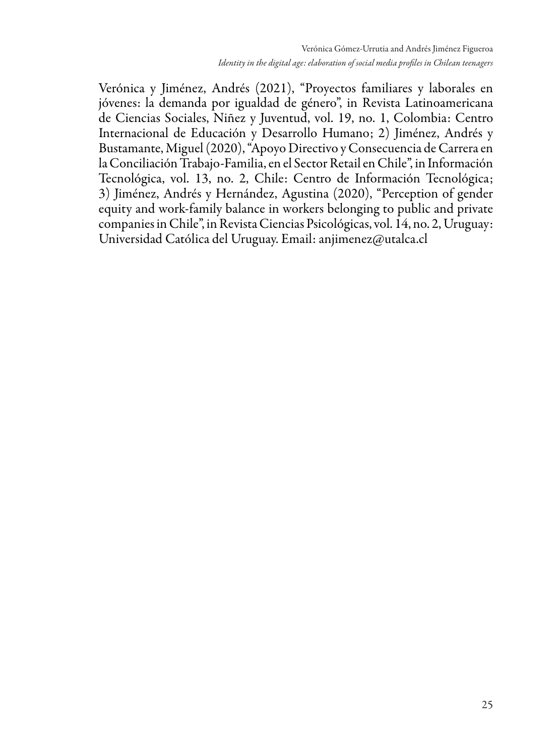Verónica y Jiménez, Andrés (2021), "Proyectos familiares y laborales en jóvenes: la demanda por igualdad de género", in Revista Latinoamericana de Ciencias Sociales, Niñez y Juventud, vol. 19, no. 1, Colombia: Centro Internacional de Educación y Desarrollo Humano; 2) Jiménez, Andrés y Bustamante, Miguel (2020), "Apoyo Directivo y Consecuencia de Carrera en la Conciliación Trabajo-Familia, en el Sector Retail en Chile", in Información Tecnológica, vol. 13, no. 2, Chile: Centro de Información Tecnológica; 3) Jiménez, Andrés y Hernández, Agustina (2020), "Perception of gender equity and work-family balance in workers belonging to public and private companies in Chile", in Revista Ciencias Psicológicas, vol. 14, no. 2, Uruguay: Universidad Católica del Uruguay. Email: anjimenez@utalca.cl